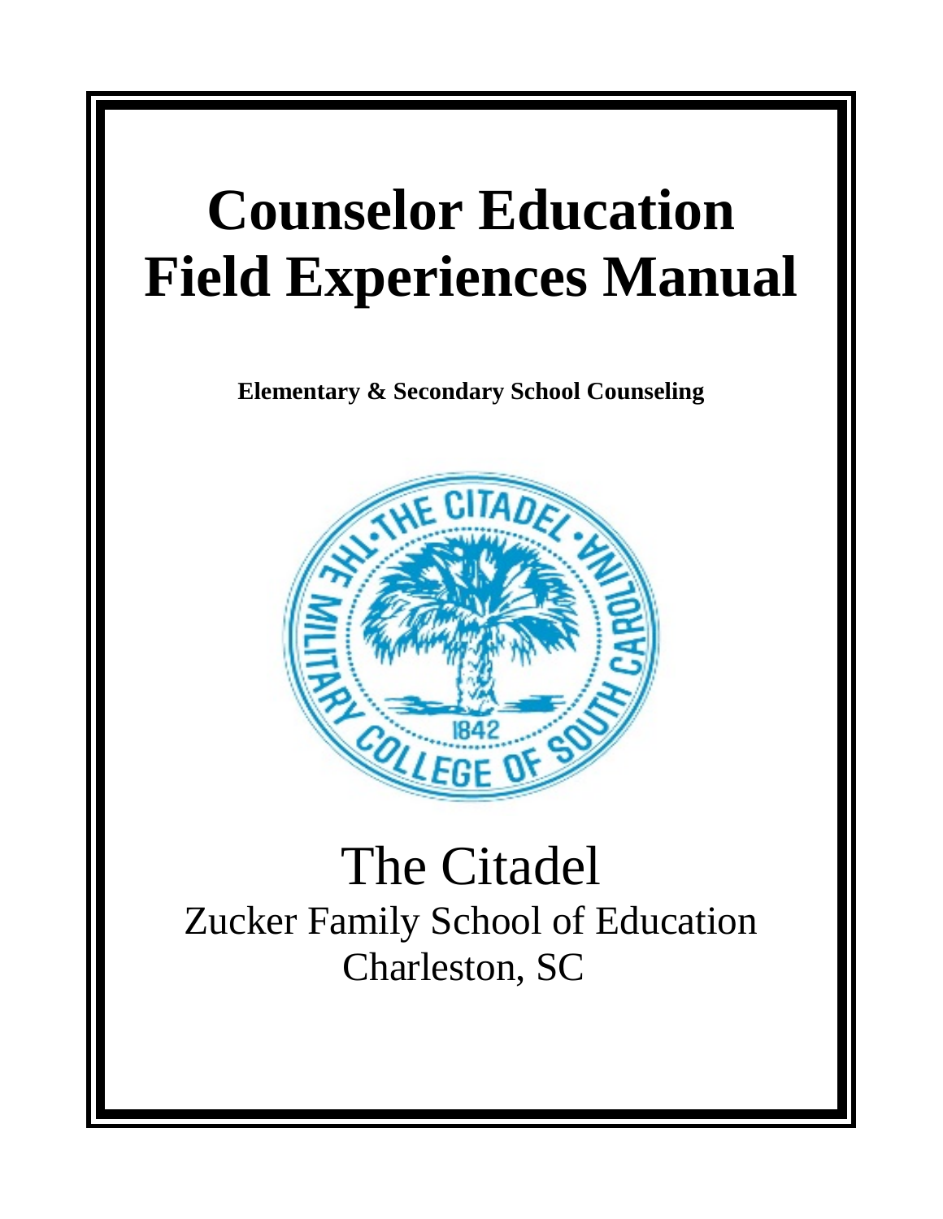# Counselor Education Field Experiences Manual

**Elementary & Secondary School Counseling**

The Citadel

Zucker Family School of Education

Charleston, SC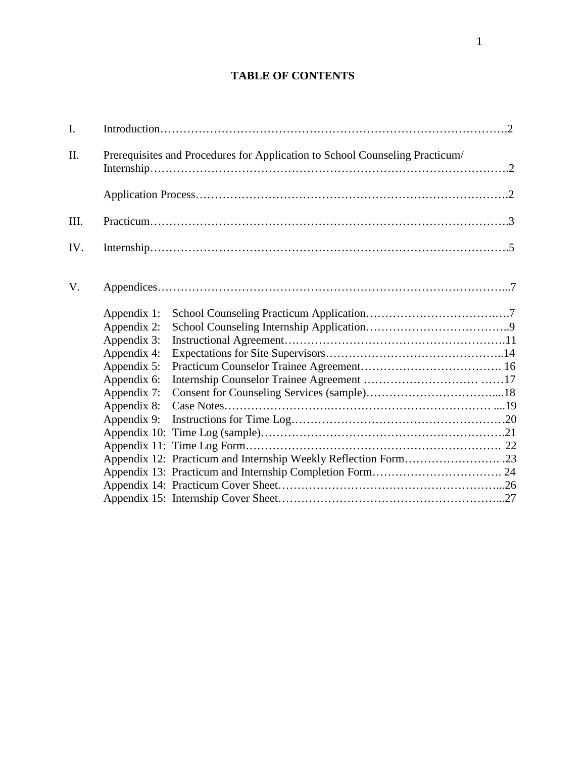# TABLE OF CONTENTS

I. Introduction……………………………………………………………………………….2

II. Prerequisites and Procedures for Application to School Counseling Practicum/ Internship……………………………………………………………………………….2

Application Process……………………………………………………………………….2

III. Practicum……………………………………………………………………………….3

IV. Internship……………………………………………………………………………….5

V. Appendices……………………………………………………………………………...7

Appendix 1: School Counseling Practicum Application……………………………….….7
Appendix 2: School Counseling Internship Application………………………………..9
Appendix 3: Instructional Agreement……………………………………………….11
Appendix 4: Expectations for Site Supervisors………………………………………..14
Appendix 5: Practicum Counselor Trainee Agreement………………………………. 16
Appendix 6: Internship Counselor Trainee Agreement ………………………… ……17
Appendix 7: Consent for Counseling Services (sample)……………………………....18
Appendix 8: Case Notes………………………………………………………… ....19
Appendix 9: Instructions for Time Log……………………………………………….20
Appendix 10: Time Log (sample)…………………………………………………….21
Appendix 11: Time Log Form………………………………………………………. 22
Appendix 12: Practicum and Internship Weekly Reflection Form……………………. .23
Appendix 13: Practicum and Internship Completion Form……………………………. 24
Appendix 14: Practicum Cover Sheet………………………………………………...26
Appendix 15: Internship Cover Sheet………………………………………………...27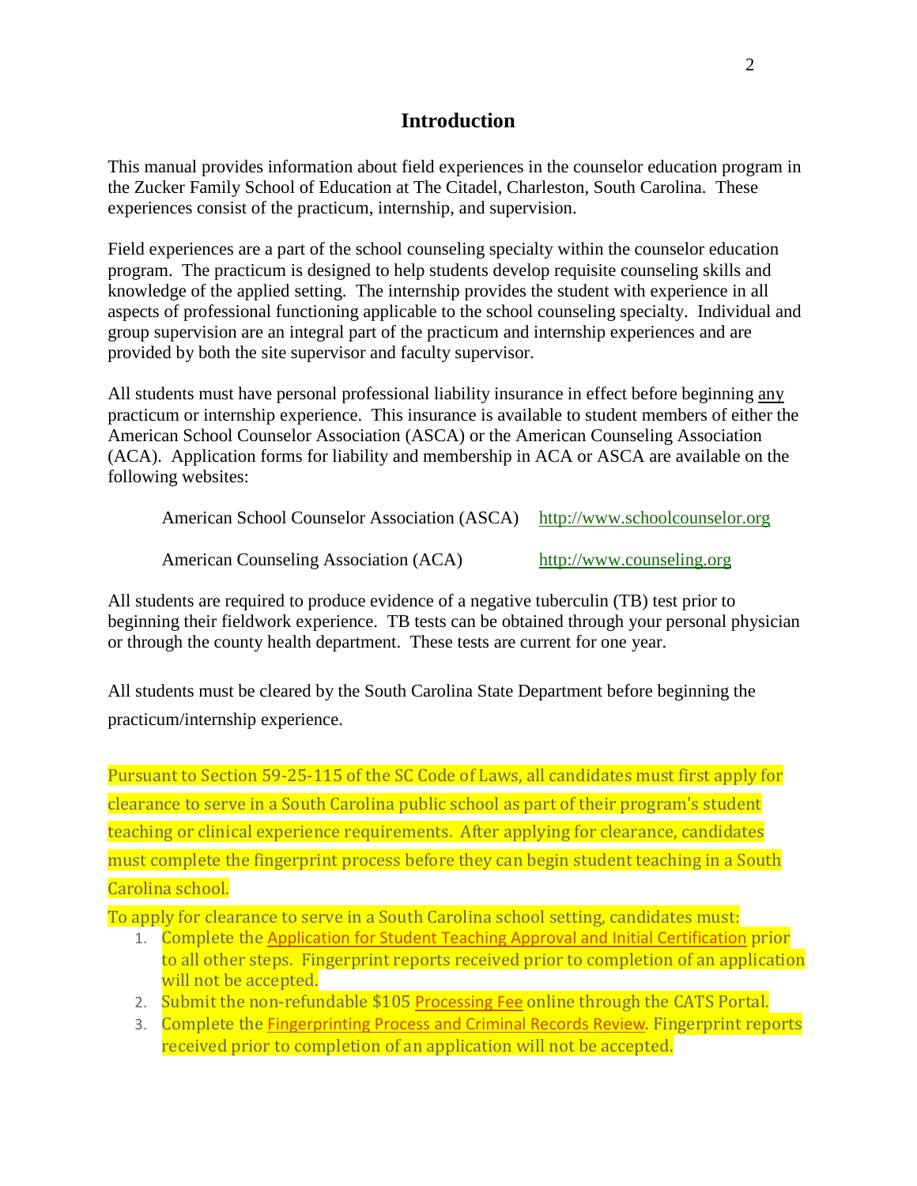# Introduction

This manual provides information about field experiences in the counselor education program in the Zucker Family School of Education at The Citadel, Charleston, South Carolina. These experiences consist of the practicum, internship, and supervision.

Field experiences are a part of the school counseling specialty within the counselor education program. The practicum is designed to help students develop requisite counseling skills and knowledge of the applied setting. The internship provides the student with experience in all aspects of professional functioning applicable to the school counseling specialty. Individual and group supervision are an integral part of the practicum and internship experiences and are provided by both the site supervisor and faculty supervisor.

All students must have personal professional liability insurance in effect before beginning any practicum or internship experience. This insurance is available to student members of either the American School Counselor Association (ASCA) or the American Counseling Association (ACA). Application forms for liability and membership in ACA or ASCA are available on the following websites:

American School Counselor Association (ASCA) http://www.schoolcounselor.org

American Counseling Association (ACA) http://www.counseling.org

All students are required to produce evidence of a negative tuberculin (TB) test prior to beginning their fieldwork experience. TB tests can be obtained through your personal physician or through the county health department. These tests are current for one year.

All students must be cleared by the South Carolina State Department before beginning the practicum/internship experience.

Pursuant to Section 59-25-115 of the SC Code of Laws, all candidates must first apply for clearance to serve in a South Carolina public school as part of their program's student teaching or clinical experience requirements. After applying for clearance, candidates must complete the fingerprint process before they can begin student teaching in a South Carolina school.

To apply for clearance to serve in a South Carolina school setting, candidates must:

1. Complete the Application for Student Teaching Approval and Initial Certification prior to all other steps. Fingerprint reports received prior to completion of an application will not be accepted.
2. Submit the non-refundable $105 Processing Fee online through the CATS Portal.
3. Complete the Fingerprinting Process and Criminal Records Review. Fingerprint reports received prior to completion of an application will not be accepted.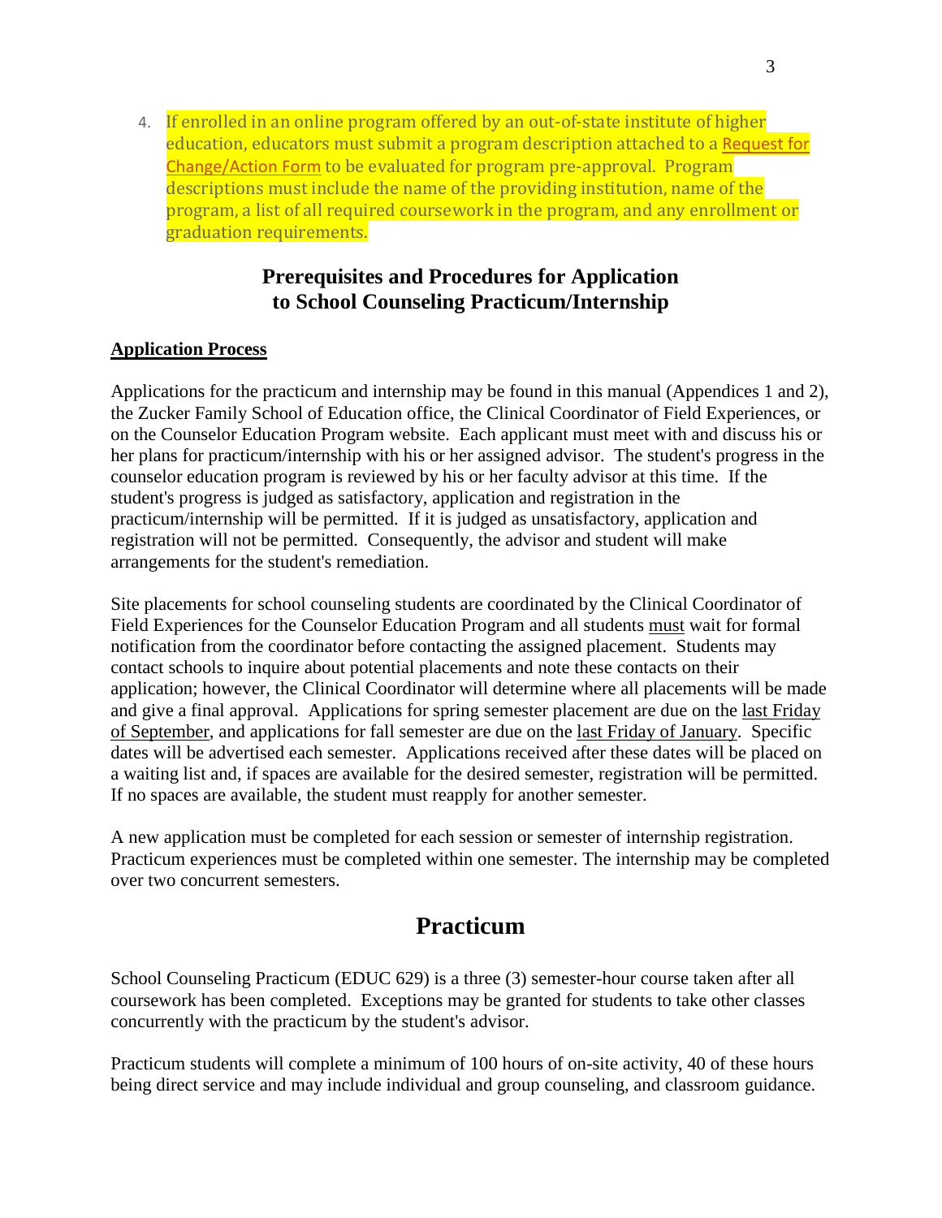4. If enrolled in an online program offered by an out-of-state institute of higher education, educators must submit a program description attached to a Request for Change/Action Form to be evaluated for program pre-approval. Program descriptions must include the name of the providing institution, name of the program, a list of all required coursework in the program, and any enrollment or graduation requirements.

## Prerequisites and Procedures for Application to School Counseling Practicum/Internship

**Application Process**

Applications for the practicum and internship may be found in this manual (Appendices 1 and 2), the Zucker Family School of Education office, the Clinical Coordinator of Field Experiences, or on the Counselor Education Program website. Each applicant must meet with and discuss his or her plans for practicum/internship with his or her assigned advisor. The student's progress in the counselor education program is reviewed by his or her faculty advisor at this time. If the student's progress is judged as satisfactory, application and registration in the practicum/internship will be permitted. If it is judged as unsatisfactory, application and registration will not be permitted. Consequently, the advisor and student will make arrangements for the student's remediation.

Site placements for school counseling students are coordinated by the Clinical Coordinator of Field Experiences for the Counselor Education Program and all students must wait for formal notification from the coordinator before contacting the assigned placement. Students may contact schools to inquire about potential placements and note these contacts on their application; however, the Clinical Coordinator will determine where all placements will be made and give a final approval. Applications for spring semester placement are due on the last Friday of September, and applications for fall semester are due on the last Friday of January. Specific dates will be advertised each semester. Applications received after these dates will be placed on a waiting list and, if spaces are available for the desired semester, registration will be permitted. If no spaces are available, the student must reapply for another semester.

A new application must be completed for each session or semester of internship registration. Practicum experiences must be completed within one semester. The internship may be completed over two concurrent semesters.

# Practicum

School Counseling Practicum (EDUC 629) is a three (3) semester-hour course taken after all coursework has been completed. Exceptions may be granted for students to take other classes concurrently with the practicum by the student's advisor.

Practicum students will complete a minimum of 100 hours of on-site activity, 40 of these hours being direct service and may include individual and group counseling, and classroom guidance.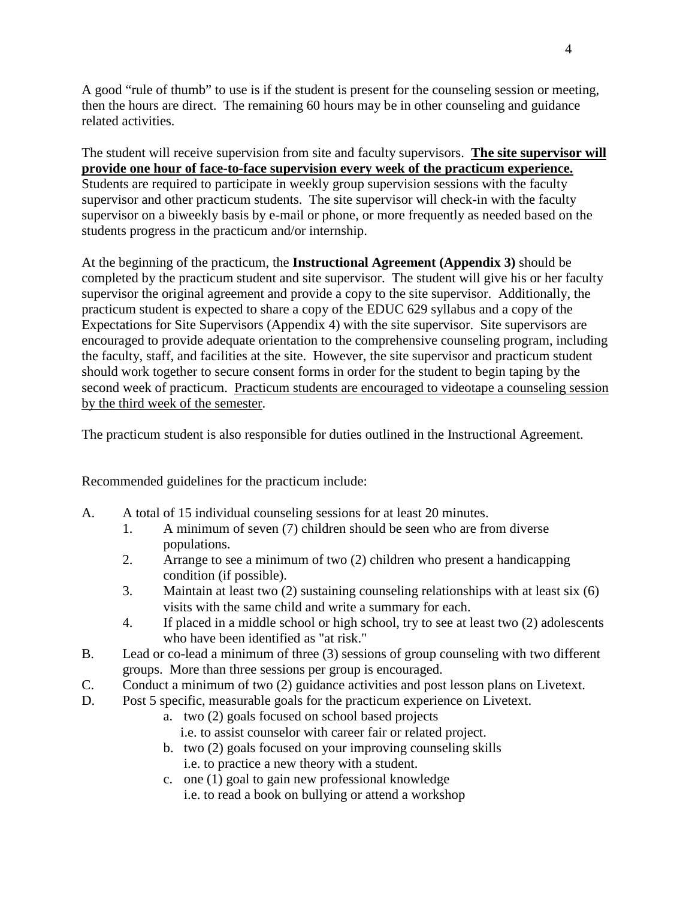A good "rule of thumb" to use is if the student is present for the counseling session or meeting, then the hours are direct. The remaining 60 hours may be in other counseling and guidance related activities.

The student will receive supervision from site and faculty supervisors. **<u>The site supervisor will provide one hour of face-to-face supervision every week of the practicum experience.</u>** Students are required to participate in weekly group supervision sessions with the faculty supervisor and other practicum students. The site supervisor will check-in with the faculty supervisor on a biweekly basis by e-mail or phone, or more frequently as needed based on the students progress in the practicum and/or internship.

At the beginning of the practicum, the **Instructional Agreement (Appendix 3)** should be completed by the practicum student and site supervisor. The student will give his or her faculty supervisor the original agreement and provide a copy to the site supervisor. Additionally, the practicum student is expected to share a copy of the EDUC 629 syllabus and a copy of the Expectations for Site Supervisors (Appendix 4) with the site supervisor. Site supervisors are encouraged to provide adequate orientation to the comprehensive counseling program, including the faculty, staff, and facilities at the site. However, the site supervisor and practicum student should work together to secure consent forms in order for the student to begin taping by the second week of practicum. <u>Practicum students are encouraged to videotape a counseling session by the third week of the semester</u>.

The practicum student is also responsible for duties outlined in the Instructional Agreement.

Recommended guidelines for the practicum include:

A. A total of 15 individual counseling sessions for at least 20 minutes.
   1. A minimum of seven (7) children should be seen who are from diverse populations.
   2. Arrange to see a minimum of two (2) children who present a handicapping condition (if possible).
   3. Maintain at least two (2) sustaining counseling relationships with at least six (6) visits with the same child and write a summary for each.
   4. If placed in a middle school or high school, try to see at least two (2) adolescents who have been identified as "at risk."
B. Lead or co-lead a minimum of three (3) sessions of group counseling with two different groups. More than three sessions per group is encouraged.
C. Conduct a minimum of two (2) guidance activities and post lesson plans on Livetext.
D. Post 5 specific, measurable goals for the practicum experience on Livetext.
   a. two (2) goals focused on school based projects
      i.e. to assist counselor with career fair or related project.
   b. two (2) goals focused on your improving counseling skills
      i.e. to practice a new theory with a student.
   c. one (1) goal to gain new professional knowledge
      i.e. to read a book on bullying or attend a workshop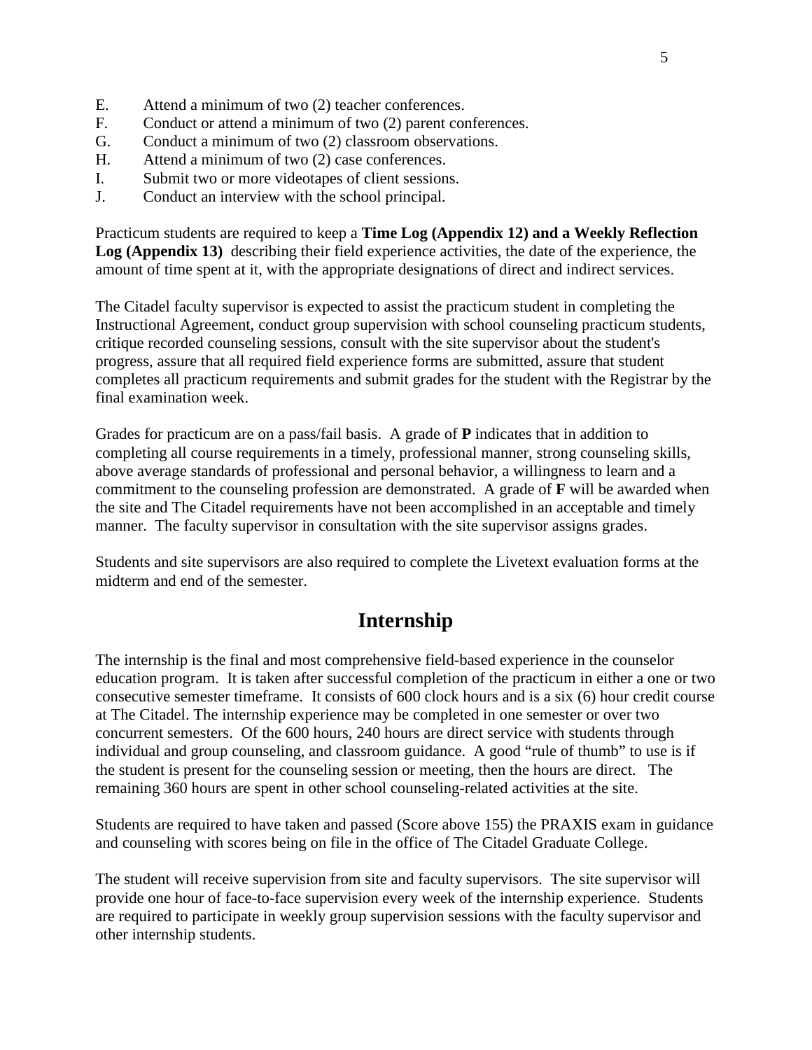E. Attend a minimum of two (2) teacher conferences.
F. Conduct or attend a minimum of two (2) parent conferences.
G. Conduct a minimum of two (2) classroom observations.
H. Attend a minimum of two (2) case conferences.
I. Submit two or more videotapes of client sessions.
J. Conduct an interview with the school principal.

Practicum students are required to keep a **Time Log (Appendix 12) and a Weekly Reflection Log (Appendix 13)** describing their field experience activities, the date of the experience, the amount of time spent at it, with the appropriate designations of direct and indirect services.

The Citadel faculty supervisor is expected to assist the practicum student in completing the Instructional Agreement, conduct group supervision with school counseling practicum students, critique recorded counseling sessions, consult with the site supervisor about the student's progress, assure that all required field experience forms are submitted, assure that student completes all practicum requirements and submit grades for the student with the Registrar by the final examination week.

Grades for practicum are on a pass/fail basis. A grade of **P** indicates that in addition to completing all course requirements in a timely, professional manner, strong counseling skills, above average standards of professional and personal behavior, a willingness to learn and a commitment to the counseling profession are demonstrated. A grade of **F** will be awarded when the site and The Citadel requirements have not been accomplished in an acceptable and timely manner. The faculty supervisor in consultation with the site supervisor assigns grades.

Students and site supervisors are also required to complete the Livetext evaluation forms at the midterm and end of the semester.

## Internship

The internship is the final and most comprehensive field-based experience in the counselor education program. It is taken after successful completion of the practicum in either a one or two consecutive semester timeframe. It consists of 600 clock hours and is a six (6) hour credit course at The Citadel. The internship experience may be completed in one semester or over two concurrent semesters. Of the 600 hours, 240 hours are direct service with students through individual and group counseling, and classroom guidance. A good "rule of thumb" to use is if the student is present for the counseling session or meeting, then the hours are direct. The remaining 360 hours are spent in other school counseling-related activities at the site.

Students are required to have taken and passed (Score above 155) the PRAXIS exam in guidance and counseling with scores being on file in the office of The Citadel Graduate College.

The student will receive supervision from site and faculty supervisors. The site supervisor will provide one hour of face-to-face supervision every week of the internship experience. Students are required to participate in weekly group supervision sessions with the faculty supervisor and other internship students.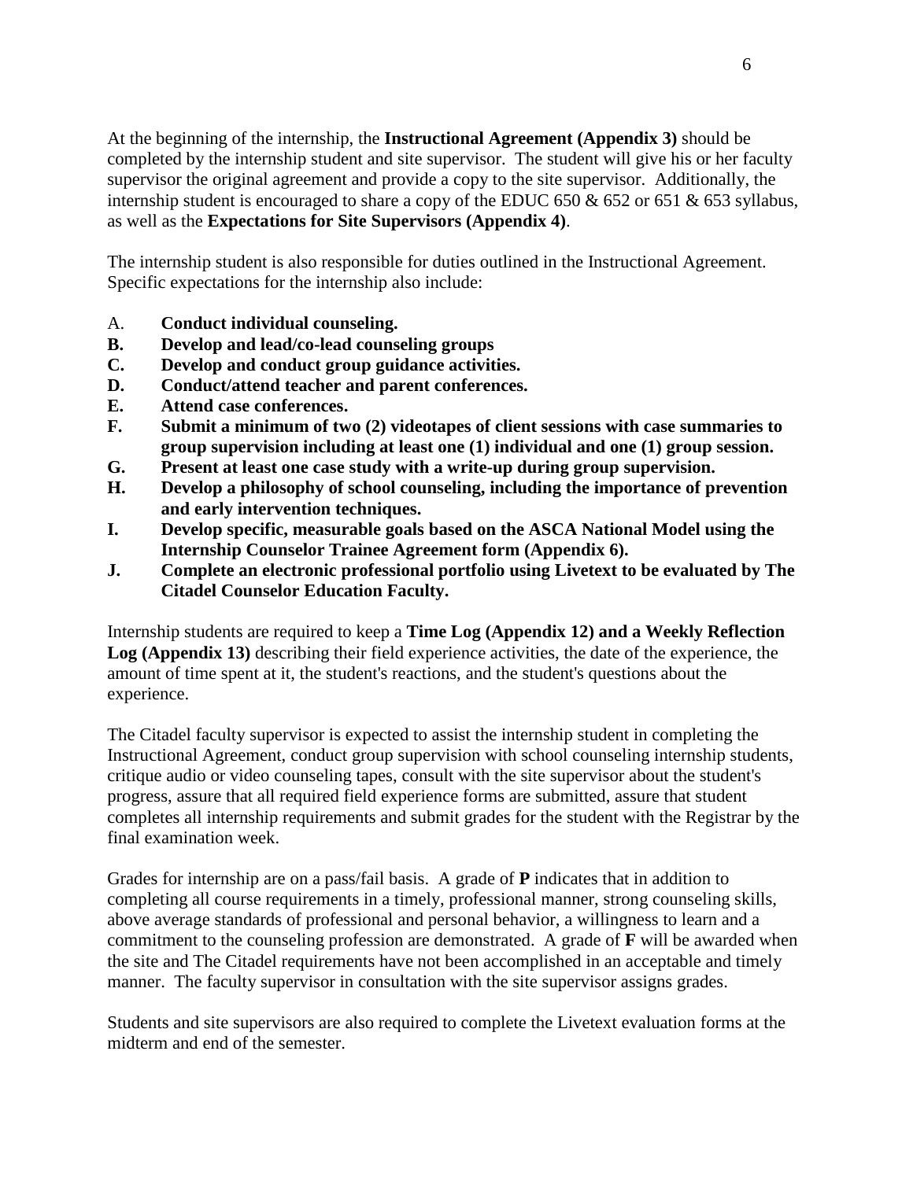At the beginning of the internship, the **Instructional Agreement (Appendix 3)** should be completed by the internship student and site supervisor. The student will give his or her faculty supervisor the original agreement and provide a copy to the site supervisor. Additionally, the internship student is encouraged to share a copy of the EDUC 650 & 652 or 651 & 653 syllabus, as well as the **Expectations for Site Supervisors (Appendix 4)**.

The internship student is also responsible for duties outlined in the Instructional Agreement. Specific expectations for the internship also include:

A. **Conduct individual counseling.**
**B. Develop and lead/co-lead counseling groups**
**C. Develop and conduct group guidance activities.**
**D. Conduct/attend teacher and parent conferences.**
**E. Attend case conferences.**
**F. Submit a minimum of two (2) videotapes of client sessions with case summaries to group supervision including at least one (1) individual and one (1) group session.**
**G. Present at least one case study with a write-up during group supervision.**
**H. Develop a philosophy of school counseling, including the importance of prevention and early intervention techniques.**
**I. Develop specific, measurable goals based on the ASCA National Model using the Internship Counselor Trainee Agreement form (Appendix 6).**
**J. Complete an electronic professional portfolio using Livetext to be evaluated by The Citadel Counselor Education Faculty.**

Internship students are required to keep a **Time Log (Appendix 12) and a Weekly Reflection Log (Appendix 13)** describing their field experience activities, the date of the experience, the amount of time spent at it, the student's reactions, and the student's questions about the experience.

The Citadel faculty supervisor is expected to assist the internship student in completing the Instructional Agreement, conduct group supervision with school counseling internship students, critique audio or video counseling tapes, consult with the site supervisor about the student's progress, assure that all required field experience forms are submitted, assure that student completes all internship requirements and submit grades for the student with the Registrar by the final examination week.

Grades for internship are on a pass/fail basis. A grade of **P** indicates that in addition to completing all course requirements in a timely, professional manner, strong counseling skills, above average standards of professional and personal behavior, a willingness to learn and a commitment to the counseling profession are demonstrated. A grade of **F** will be awarded when the site and The Citadel requirements have not been accomplished in an acceptable and timely manner. The faculty supervisor in consultation with the site supervisor assigns grades.

Students and site supervisors are also required to complete the Livetext evaluation forms at the midterm and end of the semester.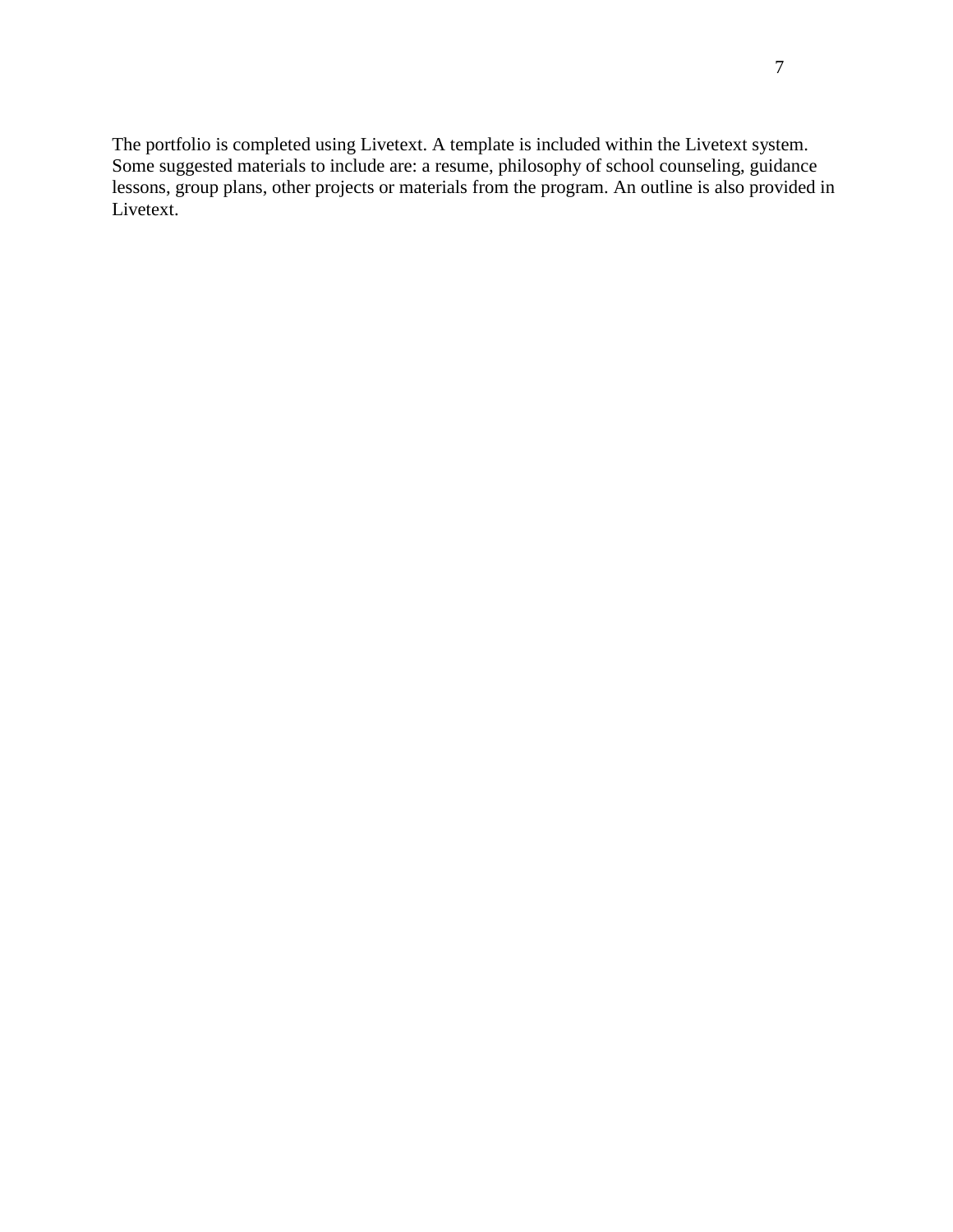The portfolio is completed using Livetext. A template is included within the Livetext system. Some suggested materials to include are: a resume, philosophy of school counseling, guidance lessons, group plans, other projects or materials from the program. An outline is also provided in Livetext.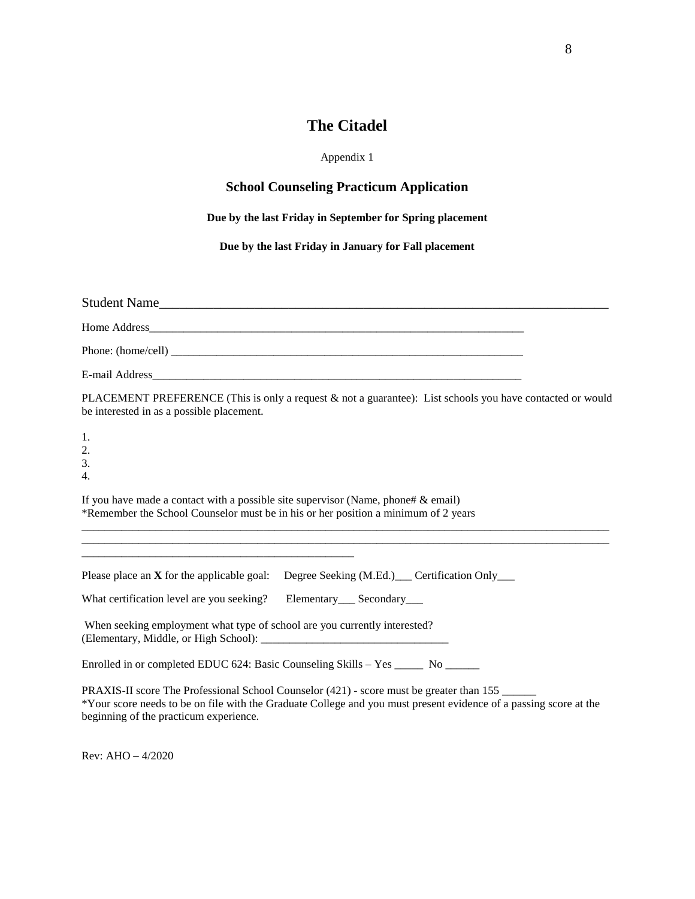# The Citadel

Appendix 1

## School Counseling Practicum Application

**Due by the last Friday in September for Spring placement**

**Due by the last Friday in January for Fall placement**

Student Name_____________________________________________________________

Home Address______________________________________________________________

Phone: (home/cell) _________________________________________________________

E-mail Address_____________________________________________________________

PLACEMENT PREFERENCE (This is only a request & not a guarantee): List schools you have contacted or would be interested in as a possible placement.

1.
2.
3.
4.

If you have made a contact with a possible site supervisor (Name, phone# & email)
*Remember the School Counselor must be in his or her position a minimum of 2 years

_____________________________________________________________________________________
_____________________________________________________________________________________
_____________________________________________

Please place an **X** for the applicable goal: Degree Seeking (M.Ed.)___ Certification Only___

What certification level are you seeking? Elementary___ Secondary___

When seeking employment what type of school are you currently interested?
(Elementary, Middle, or High School): ________________________________

Enrolled in or completed EDUC 624: Basic Counseling Skills – Yes _____ No ______

PRAXIS-II score The Professional School Counselor (421) - score must be greater than 155 ______
*Your score needs to be on file with the Graduate College and you must present evidence of a passing score at the beginning of the practicum experience.

Rev: AHO – 4/2020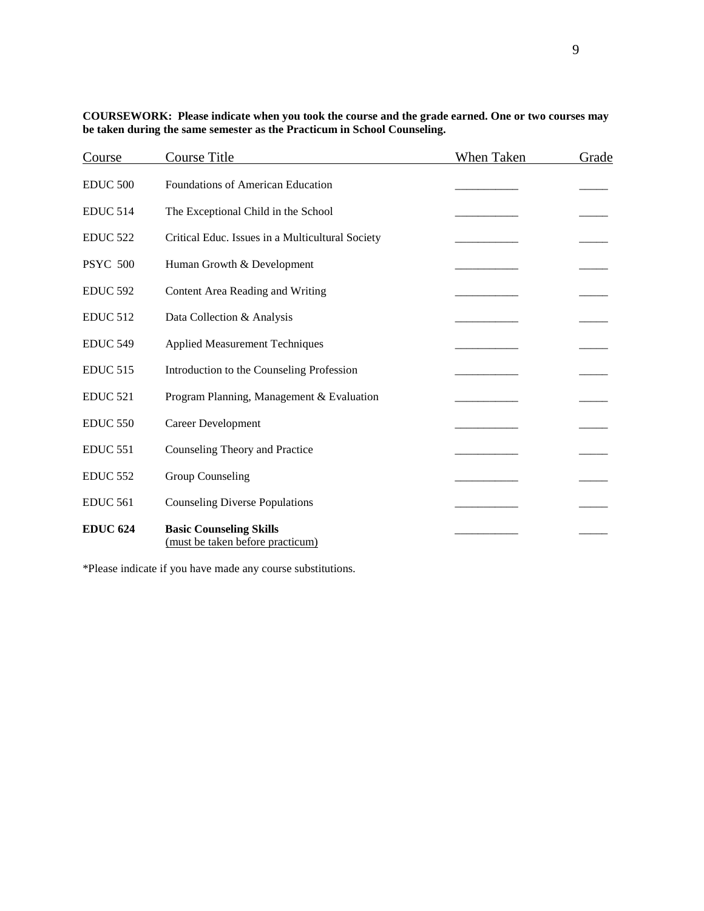**COURSEWORK: Please indicate when you took the course and the grade earned. One or two courses may be taken during the same semester as the Practicum in School Counseling.**

| Course | Course Title | When Taken | Grade |
|---|---|---|---|
| EDUC 500 | Foundations of American Education | __________ | _____ |
| EDUC 514 | The Exceptional Child in the School | __________ | _____ |
| EDUC 522 | Critical Educ. Issues in a Multicultural Society | __________ | _____ |
| PSYC 500 | Human Growth & Development | __________ | _____ |
| EDUC 592 | Content Area Reading and Writing | __________ | _____ |
| EDUC 512 | Data Collection & Analysis | __________ | _____ |
| EDUC 549 | Applied Measurement Techniques | __________ | _____ |
| EDUC 515 | Introduction to the Counseling Profession | __________ | _____ |
| EDUC 521 | Program Planning, Management & Evaluation | __________ | _____ |
| EDUC 550 | Career Development | __________ | _____ |
| EDUC 551 | Counseling Theory and Practice | __________ | _____ |
| EDUC 552 | Group Counseling | __________ | _____ |
| EDUC 561 | Counseling Diverse Populations | __________ | _____ |
| **EDUC 624** | **Basic Counseling Skills** (must be taken before practicum) | __________ | _____ |

*Please indicate if you have made any course substitutions.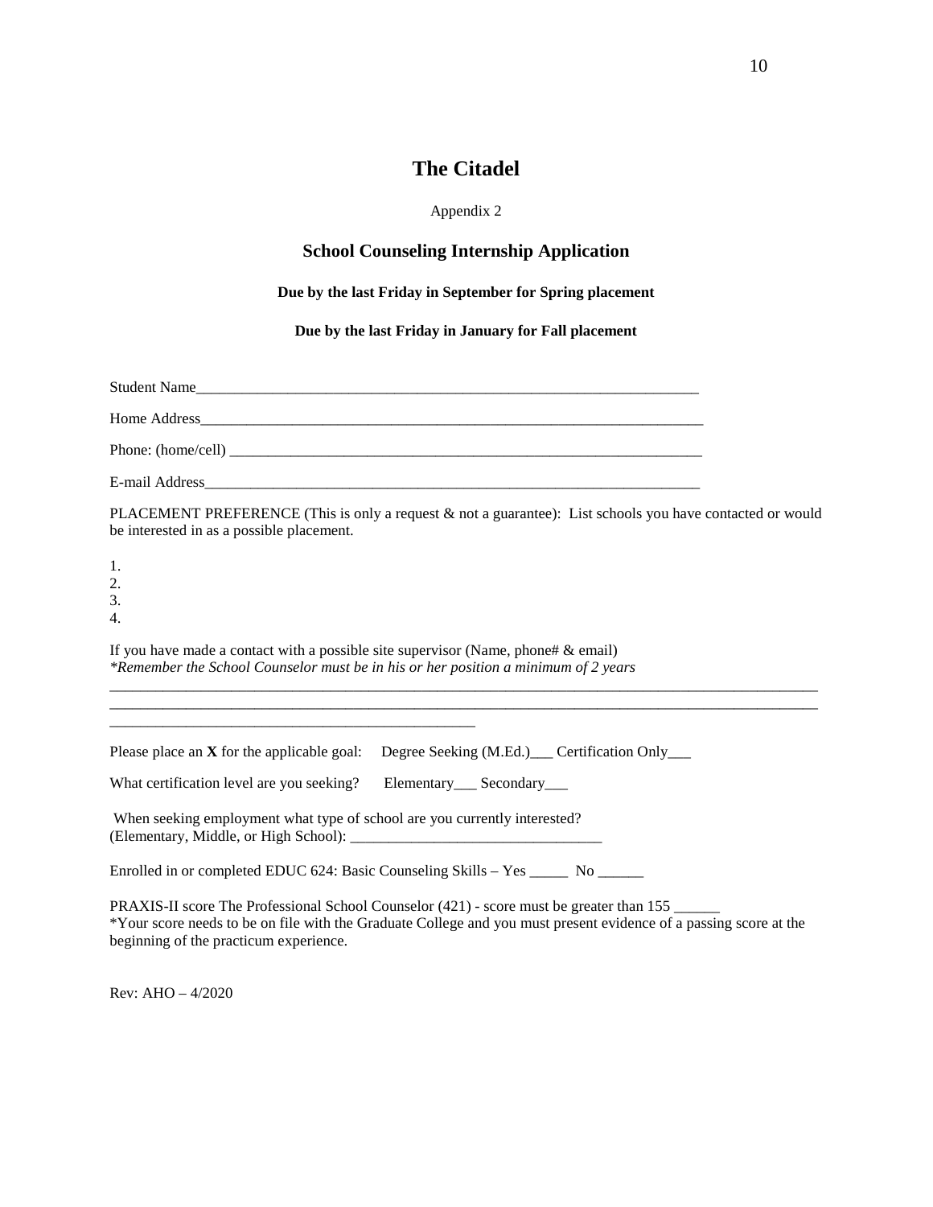# The Citadel

Appendix 2

## School Counseling Internship Application

**Due by the last Friday in September for Spring placement**

**Due by the last Friday in January for Fall placement**

Student Name_______________________________________________________________________

Home Address_______________________________________________________________________

Phone: (home/cell) ___________________________________________________________________

E-mail Address______________________________________________________________________

PLACEMENT PREFERENCE (This is only a request & not a guarantee): List schools you have contacted or would be interested in as a possible placement.

1.
2.
3.
4.

If you have made a contact with a possible site supervisor (Name, phone# & email)
*\*Remember the School Counselor must be in his or her position a minimum of 2 years*

_____________________________________________________________________________________________
_____________________________________________________________________________________________
_______________________________________________

Please place an **X** for the applicable goal: Degree Seeking (M.Ed.)___ Certification Only___

What certification level are you seeking? Elementary___ Secondary___

When seeking employment what type of school are you currently interested?
(Elementary, Middle, or High School): _________________________________

Enrolled in or completed EDUC 624: Basic Counseling Skills – Yes _____ No ______

PRAXIS-II score The Professional School Counselor (421) - score must be greater than 155 ______
*Your score needs to be on file with the Graduate College and you must present evidence of a passing score at the beginning of the practicum experience.

Rev: AHO – 4/2020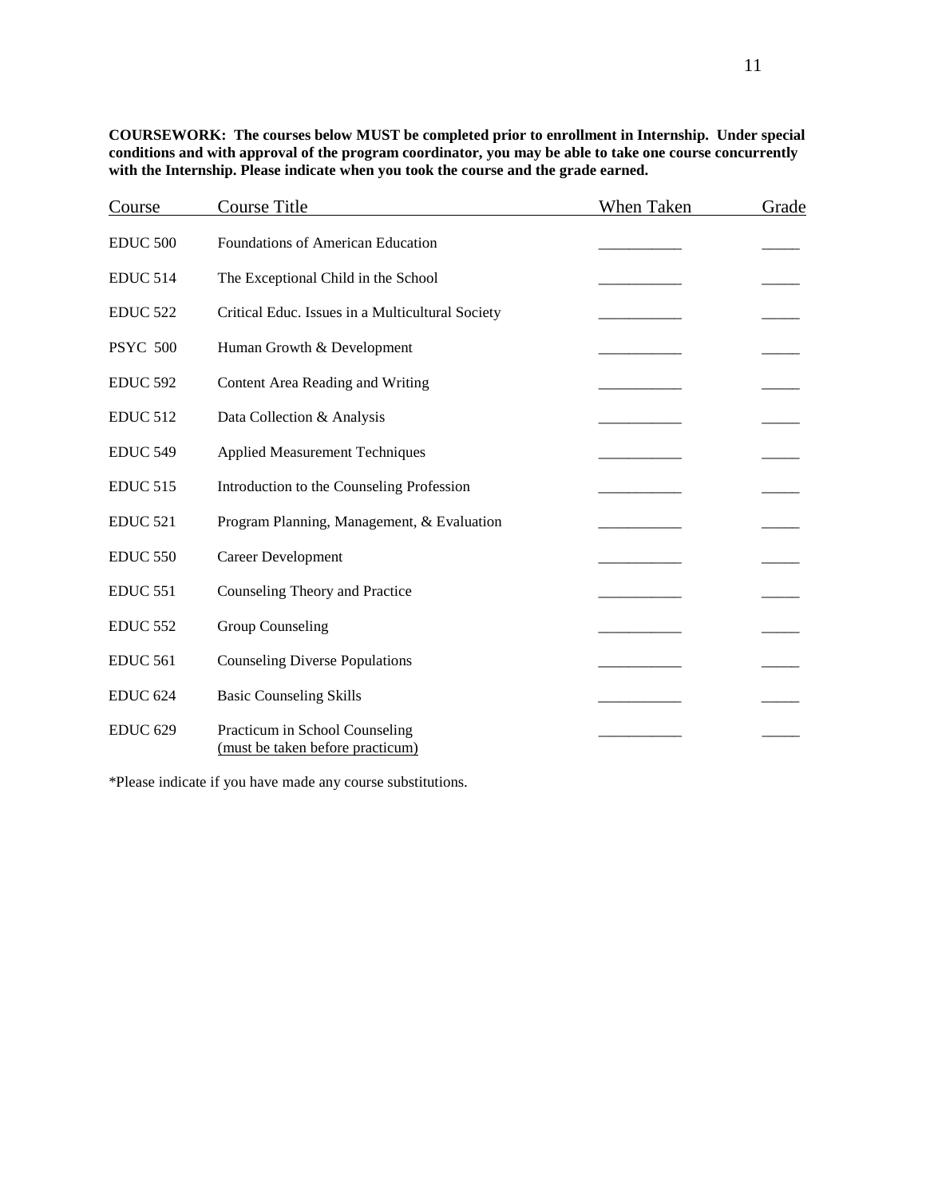**COURSEWORK: The courses below MUST be completed prior to enrollment in Internship. Under special conditions and with approval of the program coordinator, you may be able to take one course concurrently with the Internship. Please indicate when you took the course and the grade earned.**

| Course | Course Title | When Taken | Grade |
|---|---|---|---|
| EDUC 500 | Foundations of American Education | __________ | _____ |
| EDUC 514 | The Exceptional Child in the School | __________ | _____ |
| EDUC 522 | Critical Educ. Issues in a Multicultural Society | __________ | _____ |
| PSYC 500 | Human Growth & Development | __________ | _____ |
| EDUC 592 | Content Area Reading and Writing | __________ | _____ |
| EDUC 512 | Data Collection & Analysis | __________ | _____ |
| EDUC 549 | Applied Measurement Techniques | __________ | _____ |
| EDUC 515 | Introduction to the Counseling Profession | __________ | _____ |
| EDUC 521 | Program Planning, Management, & Evaluation | __________ | _____ |
| EDUC 550 | Career Development | __________ | _____ |
| EDUC 551 | Counseling Theory and Practice | __________ | _____ |
| EDUC 552 | Group Counseling | __________ | _____ |
| EDUC 561 | Counseling Diverse Populations | __________ | _____ |
| EDUC 624 | Basic Counseling Skills | __________ | _____ |
| EDUC 629 | Practicum in School Counseling (must be taken before practicum) | __________ | _____ |

*Please indicate if you have made any course substitutions.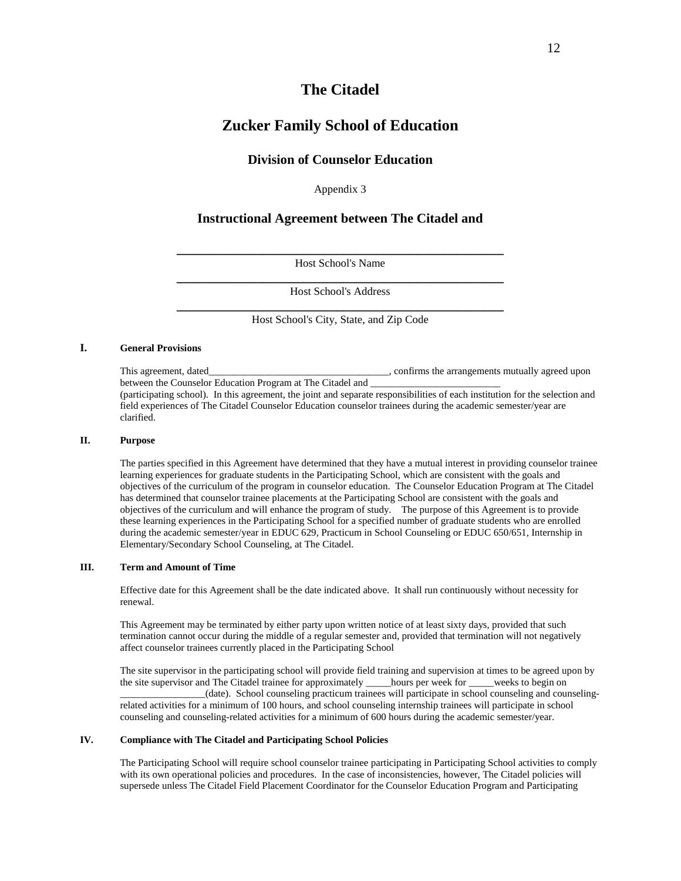# The Citadel

# Zucker Family School of Education

## Division of Counselor Education

Appendix 3

## Instructional Agreement between The Citadel and

\_\_\_\_\_\_\_\_\_\_\_\_\_\_\_\_\_\_\_\_\_\_\_\_\_\_\_\_\_\_\_\_\_\_\_\_\_\_\_\_\_\_\_\_\_\_\_\_

Host School's Name

\_\_\_\_\_\_\_\_\_\_\_\_\_\_\_\_\_\_\_\_\_\_\_\_\_\_\_\_\_\_\_\_\_\_\_\_\_\_\_\_\_\_\_\_\_\_\_\_

Host School's Address

\_\_\_\_\_\_\_\_\_\_\_\_\_\_\_\_\_\_\_\_\_\_\_\_\_\_\_\_\_\_\_\_\_\_\_\_\_\_\_\_\_\_\_\_\_\_\_\_

Host School's City, State, and Zip Code

**I. General Provisions**

This agreement, dated\_\_\_\_\_\_\_\_\_\_\_\_\_\_\_\_\_\_\_\_\_\_\_\_\_\_\_\_\_\_\_\_\_\_\_\_, confirms the arrangements mutually agreed upon between the Counselor Education Program at The Citadel and \_\_\_\_\_\_\_\_\_\_\_\_\_\_\_\_\_\_\_\_\_\_\_\_\_\_ (participating school). In this agreement, the joint and separate responsibilities of each institution for the selection and field experiences of The Citadel Counselor Education counselor trainees during the academic semester/year are clarified.

**II. Purpose**

The parties specified in this Agreement have determined that they have a mutual interest in providing counselor trainee learning experiences for graduate students in the Participating School, which are consistent with the goals and objectives of the curriculum of the program in counselor education. The Counselor Education Program at The Citadel has determined that counselor trainee placements at the Participating School are consistent with the goals and objectives of the curriculum and will enhance the program of study. The purpose of this Agreement is to provide these learning experiences in the Participating School for a specified number of graduate students who are enrolled during the academic semester/year in EDUC 629, Practicum in School Counseling or EDUC 650/651, Internship in Elementary/Secondary School Counseling, at The Citadel.

**III. Term and Amount of Time**

Effective date for this Agreement shall be the date indicated above. It shall run continuously without necessity for renewal.

This Agreement may be terminated by either party upon written notice of at least sixty days, provided that such termination cannot occur during the middle of a regular semester and, provided that termination will not negatively affect counselor trainees currently placed in the Participating School

The site supervisor in the participating school will provide field training and supervision at times to be agreed upon by the site supervisor and The Citadel trainee for approximately \_\_\_\_\_hours per week for \_\_\_\_\_weeks to begin on \_\_\_\_\_\_\_\_\_\_\_\_\_\_\_\_\_(date). School counseling practicum trainees will participate in school counseling and counseling-related activities for a minimum of 100 hours, and school counseling internship trainees will participate in school counseling and counseling-related activities for a minimum of 600 hours during the academic semester/year.

**IV. Compliance with The Citadel and Participating School Policies**

The Participating School will require school counselor trainee participating in Participating School activities to comply with its own operational policies and procedures. In the case of inconsistencies, however, The Citadel policies will supersede unless The Citadel Field Placement Coordinator for the Counselor Education Program and Participating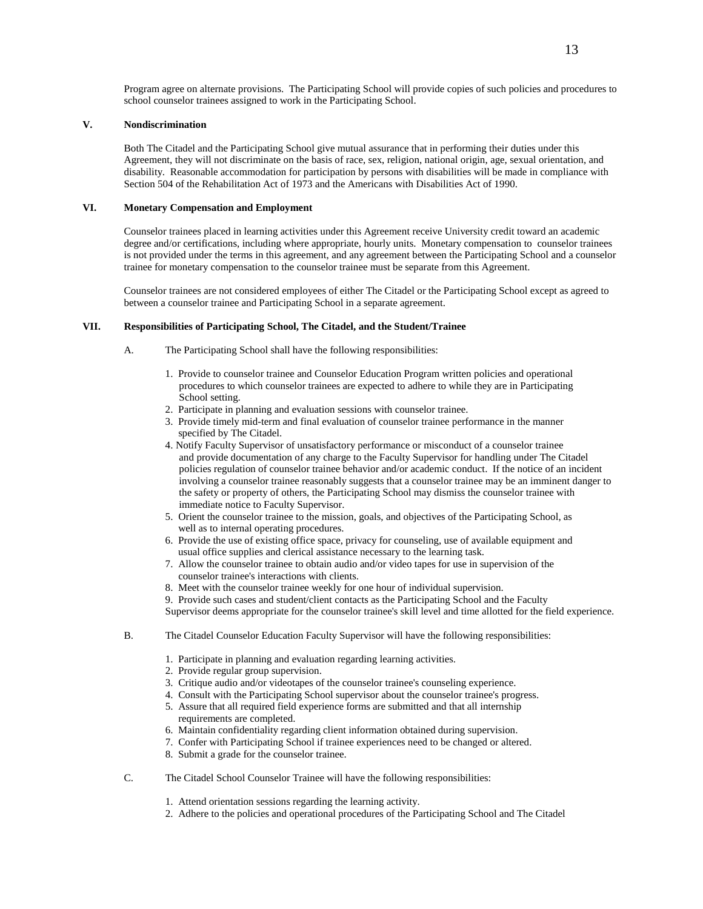Program agree on alternate provisions. The Participating School will provide copies of such policies and procedures to school counselor trainees assigned to work in the Participating School.

## V. Nondiscrimination

Both The Citadel and the Participating School give mutual assurance that in performing their duties under this Agreement, they will not discriminate on the basis of race, sex, religion, national origin, age, sexual orientation, and disability. Reasonable accommodation for participation by persons with disabilities will be made in compliance with Section 504 of the Rehabilitation Act of 1973 and the Americans with Disabilities Act of 1990.

## VI. Monetary Compensation and Employment

Counselor trainees placed in learning activities under this Agreement receive University credit toward an academic degree and/or certifications, including where appropriate, hourly units. Monetary compensation to counselor trainees is not provided under the terms in this agreement, and any agreement between the Participating School and a counselor trainee for monetary compensation to the counselor trainee must be separate from this Agreement.

Counselor trainees are not considered employees of either The Citadel or the Participating School except as agreed to between a counselor trainee and Participating School in a separate agreement.

## VII. Responsibilities of Participating School, The Citadel, and the Student/Trainee

A. The Participating School shall have the following responsibilities:

1. Provide to counselor trainee and Counselor Education Program written policies and operational procedures to which counselor trainees are expected to adhere to while they are in Participating School setting.
2. Participate in planning and evaluation sessions with counselor trainee.
3. Provide timely mid-term and final evaluation of counselor trainee performance in the manner specified by The Citadel.
4. Notify Faculty Supervisor of unsatisfactory performance or misconduct of a counselor trainee and provide documentation of any charge to the Faculty Supervisor for handling under The Citadel policies regulation of counselor trainee behavior and/or academic conduct. If the notice of an incident involving a counselor trainee reasonably suggests that a counselor trainee may be an imminent danger to the safety or property of others, the Participating School may dismiss the counselor trainee with immediate notice to Faculty Supervisor.
5. Orient the counselor trainee to the mission, goals, and objectives of the Participating School, as well as to internal operating procedures.
6. Provide the use of existing office space, privacy for counseling, use of available equipment and usual office supplies and clerical assistance necessary to the learning task.
7. Allow the counselor trainee to obtain audio and/or video tapes for use in supervision of the counselor trainee's interactions with clients.
8. Meet with the counselor trainee weekly for one hour of individual supervision.
9. Provide such cases and student/client contacts as the Participating School and the Faculty Supervisor deems appropriate for the counselor trainee's skill level and time allotted for the field experience.

B. The Citadel Counselor Education Faculty Supervisor will have the following responsibilities:

1. Participate in planning and evaluation regarding learning activities.
2. Provide regular group supervision.
3. Critique audio and/or videotapes of the counselor trainee's counseling experience.
4. Consult with the Participating School supervisor about the counselor trainee's progress.
5. Assure that all required field experience forms are submitted and that all internship requirements are completed.
6. Maintain confidentiality regarding client information obtained during supervision.
7. Confer with Participating School if trainee experiences need to be changed or altered.
8. Submit a grade for the counselor trainee.

C. The Citadel School Counselor Trainee will have the following responsibilities:

1. Attend orientation sessions regarding the learning activity.
2. Adhere to the policies and operational procedures of the Participating School and The Citadel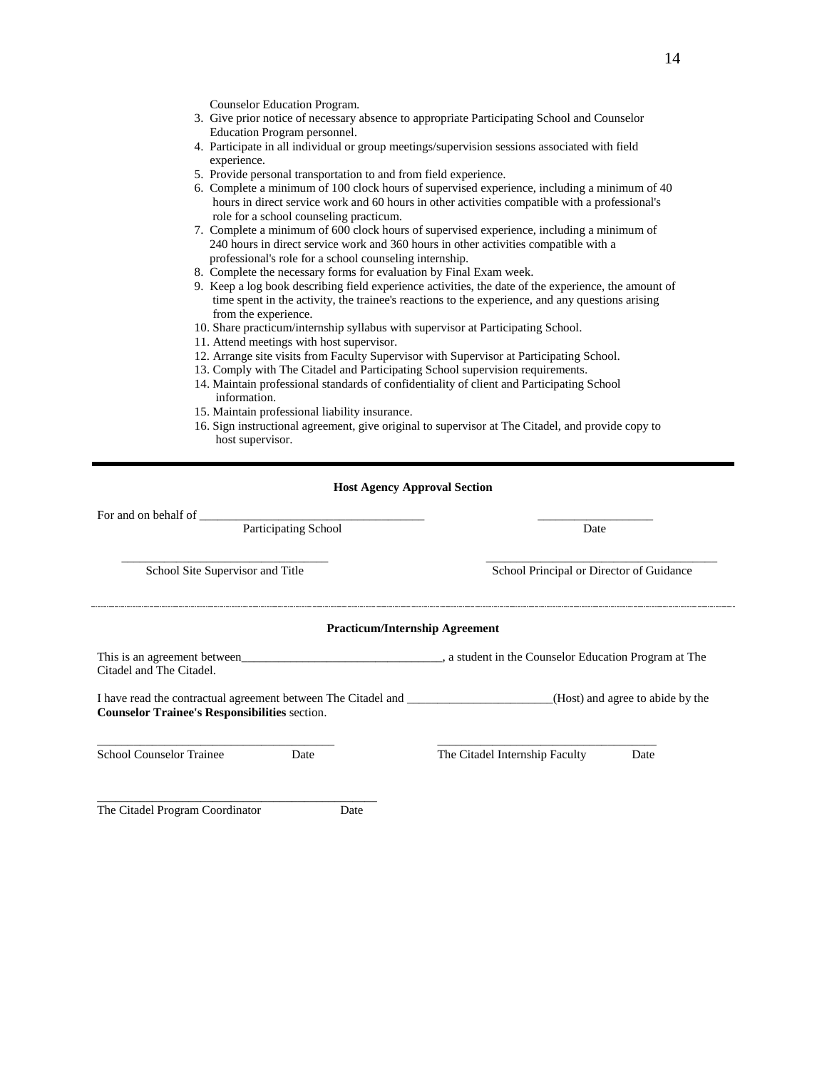Counselor Education Program.

3. Give prior notice of necessary absence to appropriate Participating School and Counselor Education Program personnel.
4. Participate in all individual or group meetings/supervision sessions associated with field experience.
5. Provide personal transportation to and from field experience.
6. Complete a minimum of 100 clock hours of supervised experience, including a minimum of 40 hours in direct service work and 60 hours in other activities compatible with a professional's role for a school counseling practicum.
7. Complete a minimum of 600 clock hours of supervised experience, including a minimum of 240 hours in direct service work and 360 hours in other activities compatible with a professional's role for a school counseling internship.
8. Complete the necessary forms for evaluation by Final Exam week.
9. Keep a log book describing field experience activities, the date of the experience, the amount of time spent in the activity, the trainee's reactions to the experience, and any questions arising from the experience.
10. Share practicum/internship syllabus with supervisor at Participating School.
11. Attend meetings with host supervisor.
12. Arrange site visits from Faculty Supervisor with Supervisor at Participating School.
13. Comply with The Citadel and Participating School supervision requirements.
14. Maintain professional standards of confidentiality of client and Participating School information.
15. Maintain professional liability insurance.
16. Sign instructional agreement, give original to supervisor at The Citadel, and provide copy to host supervisor.

---

**Host Agency Approval Section**

For and on behalf of ____________________________________ ___________________

Participating School Date

__________________________________ ______________________________________

School Site Supervisor and Title School Principal or Director of Guidance

---

**Practicum/Internship Agreement**

This is an agreement between_________________________________, a student in the Counselor Education Program at The Citadel and The Citadel.

I have read the contractual agreement between The Citadel and ________________________(Host) and agree to abide by the **Counselor Trainee's Responsibilities** section.

_______________________________________ ____________________________________

School Counselor Trainee Date The Citadel Internship Faculty Date

______________________________________________

The Citadel Program Coordinator Date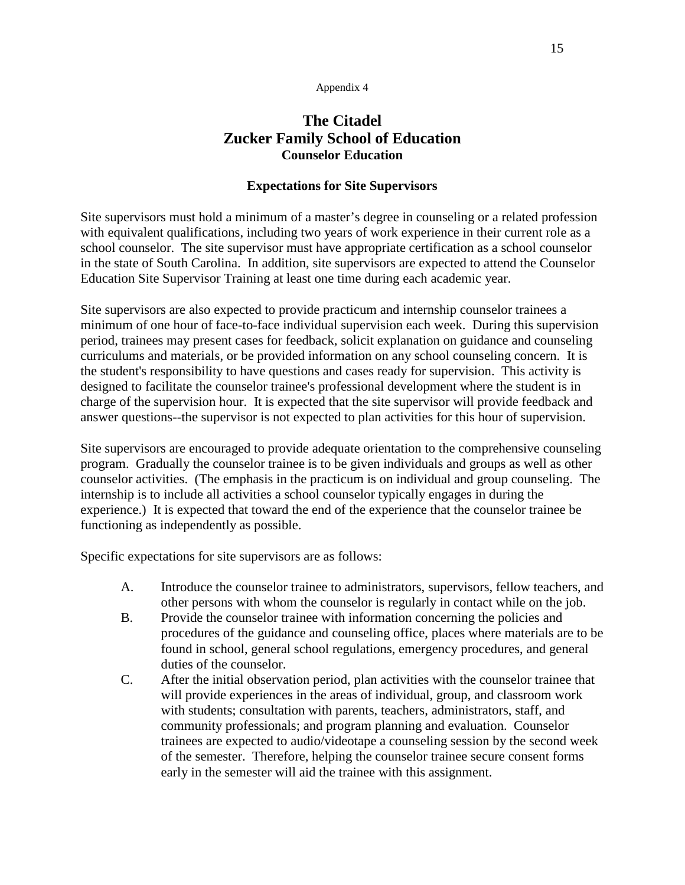Appendix 4

# The Citadel
# Zucker Family School of Education
## Counselor Education

### Expectations for Site Supervisors

Site supervisors must hold a minimum of a master's degree in counseling or a related profession with equivalent qualifications, including two years of work experience in their current role as a school counselor. The site supervisor must have appropriate certification as a school counselor in the state of South Carolina. In addition, site supervisors are expected to attend the Counselor Education Site Supervisor Training at least one time during each academic year.

Site supervisors are also expected to provide practicum and internship counselor trainees a minimum of one hour of face-to-face individual supervision each week. During this supervision period, trainees may present cases for feedback, solicit explanation on guidance and counseling curriculums and materials, or be provided information on any school counseling concern. It is the student's responsibility to have questions and cases ready for supervision. This activity is designed to facilitate the counselor trainee's professional development where the student is in charge of the supervision hour. It is expected that the site supervisor will provide feedback and answer questions--the supervisor is not expected to plan activities for this hour of supervision.

Site supervisors are encouraged to provide adequate orientation to the comprehensive counseling program. Gradually the counselor trainee is to be given individuals and groups as well as other counselor activities. (The emphasis in the practicum is on individual and group counseling. The internship is to include all activities a school counselor typically engages in during the experience.) It is expected that toward the end of the experience that the counselor trainee be functioning as independently as possible.

Specific expectations for site supervisors are as follows:

A. Introduce the counselor trainee to administrators, supervisors, fellow teachers, and other persons with whom the counselor is regularly in contact while on the job.
B. Provide the counselor trainee with information concerning the policies and procedures of the guidance and counseling office, places where materials are to be found in school, general school regulations, emergency procedures, and general duties of the counselor.
C. After the initial observation period, plan activities with the counselor trainee that will provide experiences in the areas of individual, group, and classroom work with students; consultation with parents, teachers, administrators, staff, and community professionals; and program planning and evaluation. Counselor trainees are expected to audio/videotape a counseling session by the second week of the semester. Therefore, helping the counselor trainee secure consent forms early in the semester will aid the trainee with this assignment.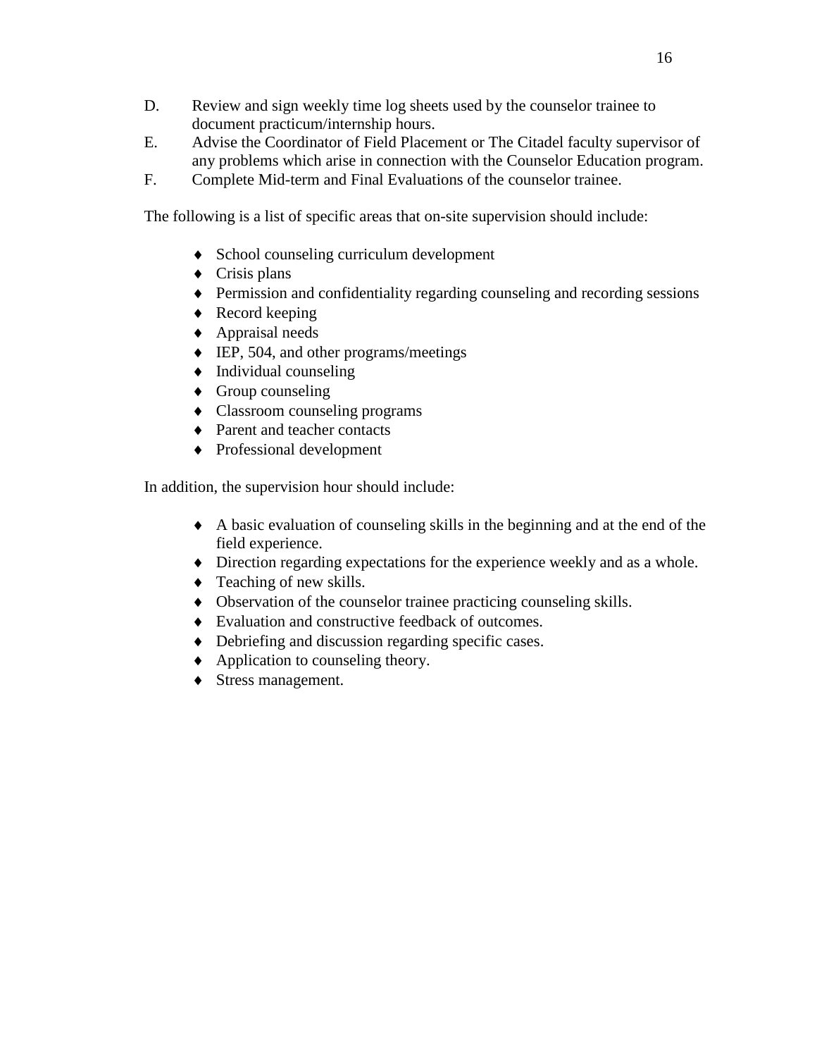D. Review and sign weekly time log sheets used by the counselor trainee to document practicum/internship hours.

E. Advise the Coordinator of Field Placement or The Citadel faculty supervisor of any problems which arise in connection with the Counselor Education program.

F. Complete Mid-term and Final Evaluations of the counselor trainee.

The following is a list of specific areas that on-site supervision should include:

- School counseling curriculum development
- Crisis plans
- Permission and confidentiality regarding counseling and recording sessions
- Record keeping
- Appraisal needs
- IEP, 504, and other programs/meetings
- Individual counseling
- Group counseling
- Classroom counseling programs
- Parent and teacher contacts
- Professional development

In addition, the supervision hour should include:

- A basic evaluation of counseling skills in the beginning and at the end of the field experience.
- Direction regarding expectations for the experience weekly and as a whole.
- Teaching of new skills.
- Observation of the counselor trainee practicing counseling skills.
- Evaluation and constructive feedback of outcomes.
- Debriefing and discussion regarding specific cases.
- Application to counseling theory.
- Stress management.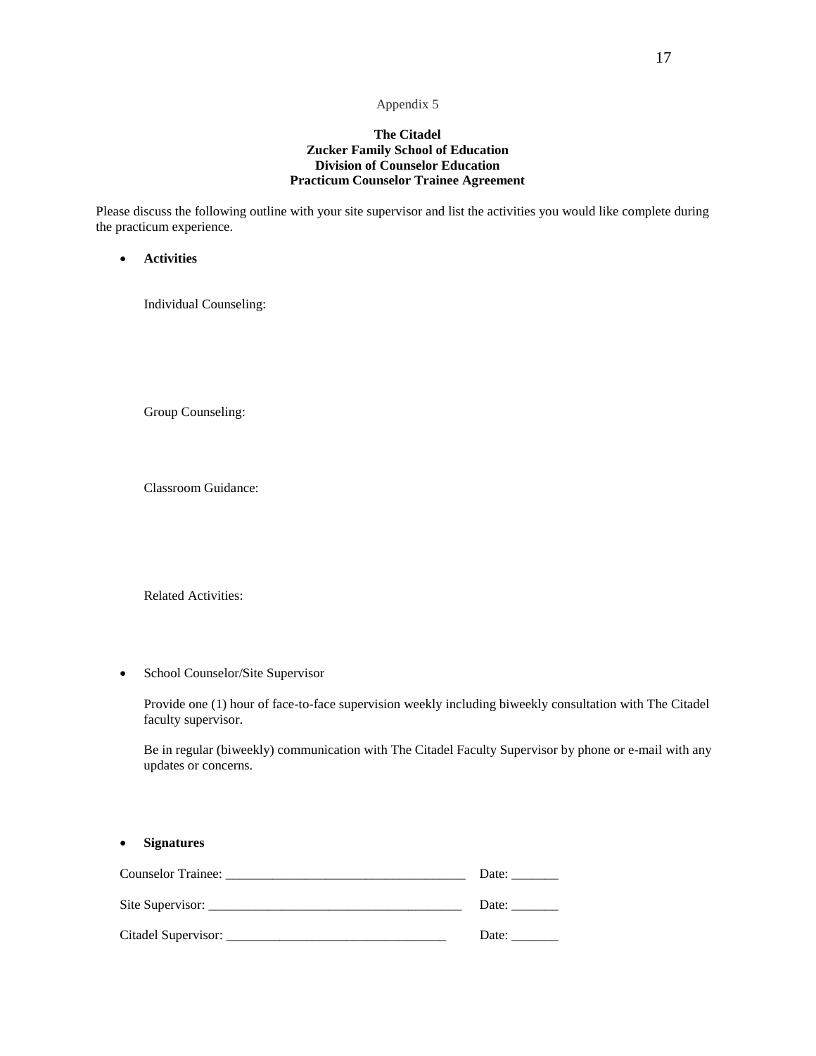Appendix 5

**The Citadel**
**Zucker Family School of Education**
**Division of Counselor Education**
**Practicum Counselor Trainee Agreement**

Please discuss the following outline with your site supervisor and list the activities you would like complete during the practicum experience.

- **Activities**

  Individual Counseling:

  Group Counseling:

  Classroom Guidance:

  Related Activities:

- School Counselor/Site Supervisor

  Provide one (1) hour of face-to-face supervision weekly including biweekly consultation with The Citadel faculty supervisor.

  Be in regular (biweekly) communication with The Citadel Faculty Supervisor by phone or e-mail with any updates or concerns.

- **Signatures**

  Counselor Trainee: ___________________________________ Date: _______

  Site Supervisor: _____________________________________ Date: _______

  Citadel Supervisor: _________________________________ Date: _______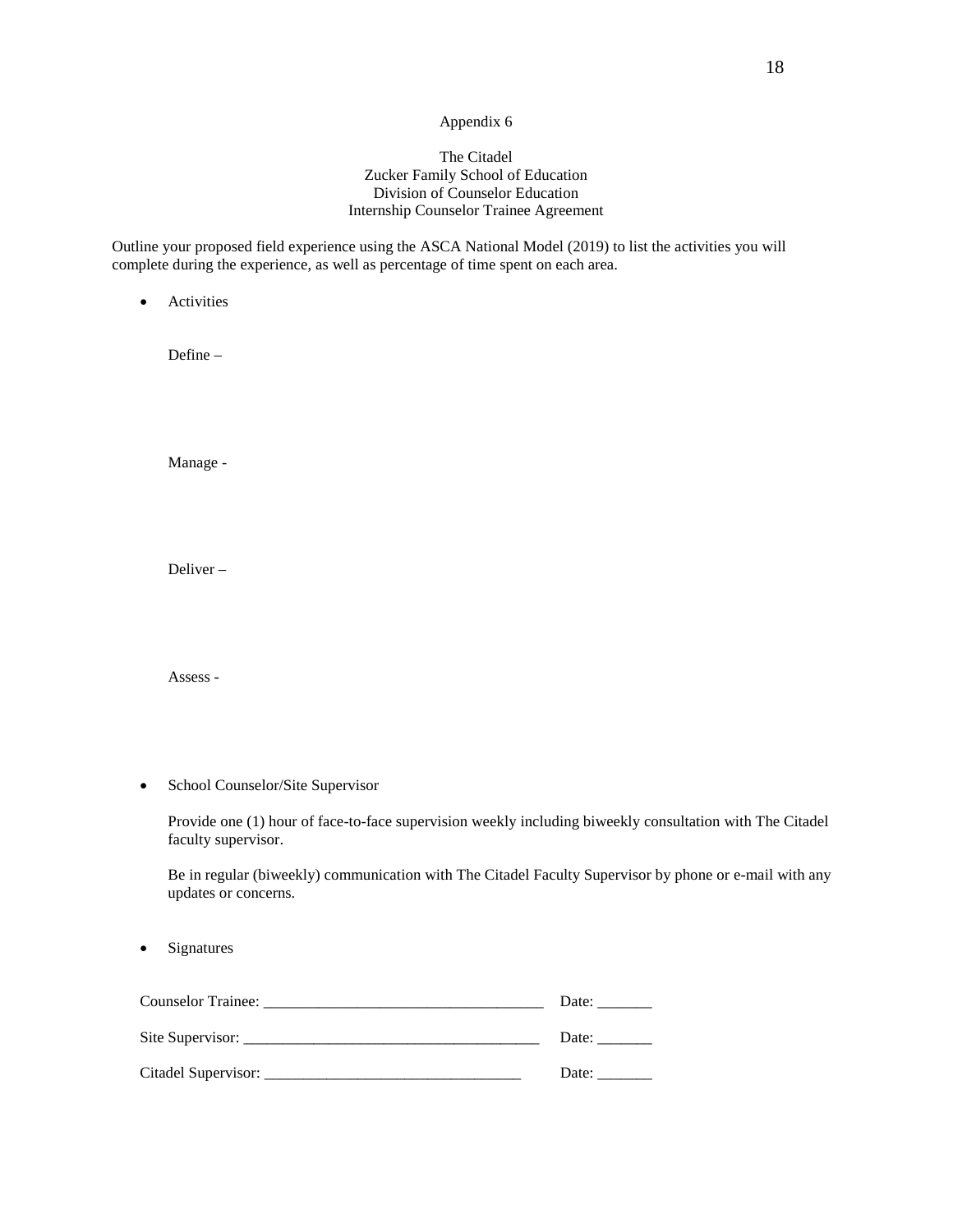Appendix 6

The Citadel
Zucker Family School of Education
Division of Counselor Education
Internship Counselor Trainee Agreement

Outline your proposed field experience using the ASCA National Model (2019) to list the activities you will complete during the experience, as well as percentage of time spent on each area.

- Activities

  Define –

  Manage -

  Deliver –

  Assess -

- School Counselor/Site Supervisor

  Provide one (1) hour of face-to-face supervision weekly including biweekly consultation with The Citadel faculty supervisor.

  Be in regular (biweekly) communication with The Citadel Faculty Supervisor by phone or e-mail with any updates or concerns.

- Signatures

Counselor Trainee: ____________________________________ Date: _______

Site Supervisor: ______________________________________ Date: _______

Citadel Supervisor: ________________________________ Date: _______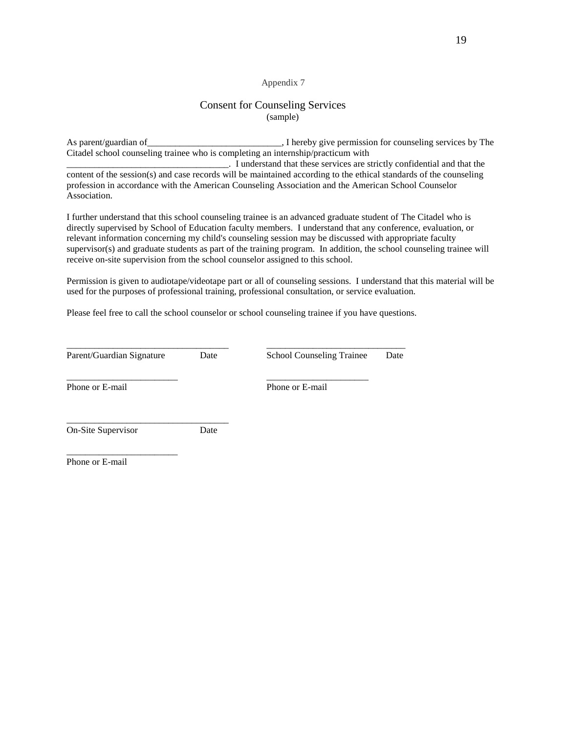Appendix 7

## Consent for Counseling Services

(sample)

As parent/guardian of_____________________________, I hereby give permission for counseling services by The Citadel school counseling trainee who is completing an internship/practicum with __________________________________. I understand that these services are strictly confidential and that the content of the session(s) and case records will be maintained according to the ethical standards of the counseling profession in accordance with the American Counseling Association and the American School Counselor Association.

I further understand that this school counseling trainee is an advanced graduate student of The Citadel who is directly supervised by School of Education faculty members. I understand that any conference, evaluation, or relevant information concerning my child's counseling session may be discussed with appropriate faculty supervisor(s) and graduate students as part of the training program. In addition, the school counseling trainee will receive on-site supervision from the school counselor assigned to this school.

Permission is given to audiotape/videotape part or all of counseling sessions. I understand that this material will be used for the purposes of professional training, professional consultation, or service evaluation.

Please feel free to call the school counselor or school counseling trainee if you have questions.

___________________________________ 
Parent/Guardian Signature Date

______________________________ 
School Counseling Trainee Date

________________________ 
Phone or E-mail

______________________ 
Phone or E-mail

___________________________________ 
On-Site Supervisor Date

________________________ 
Phone or E-mail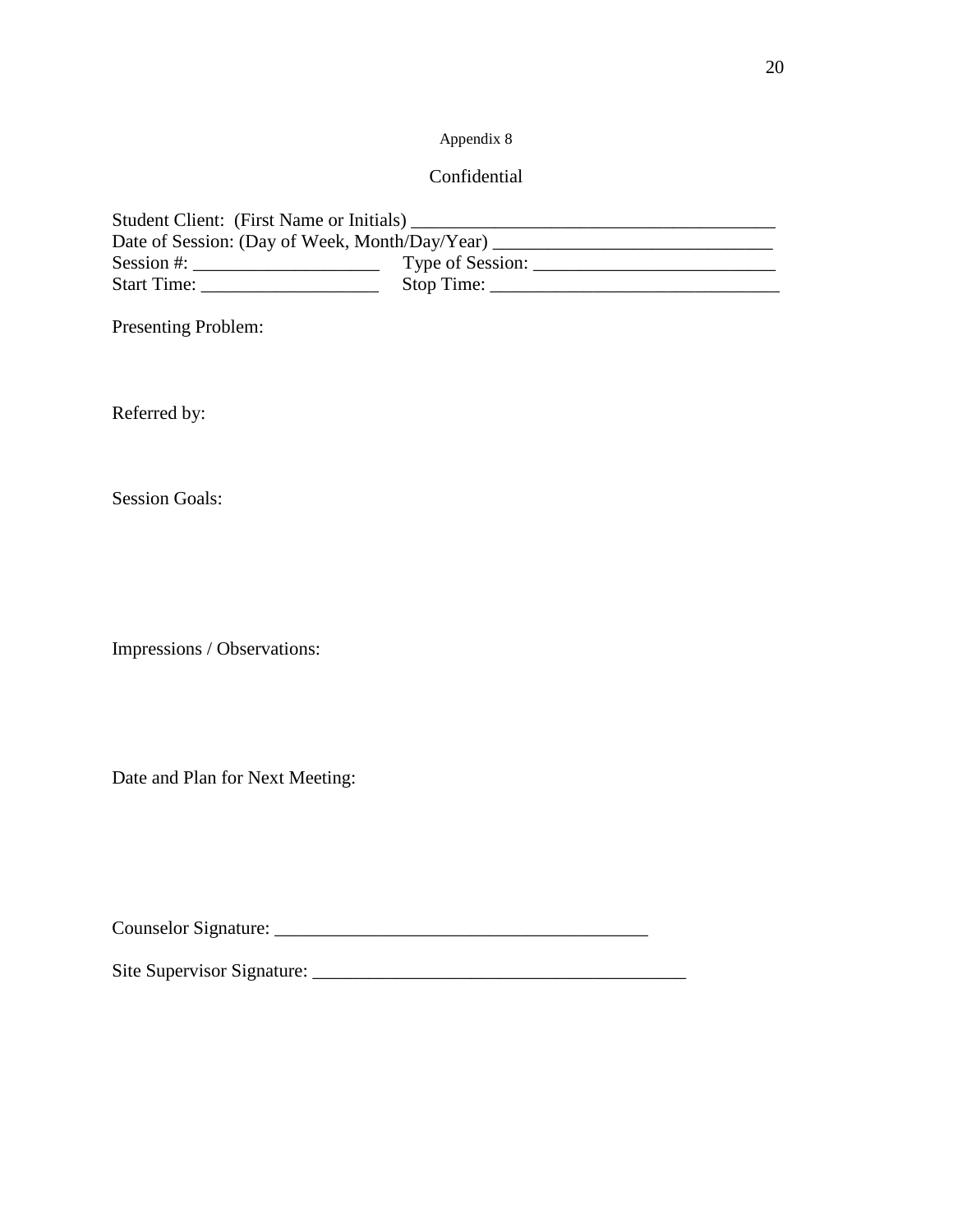Appendix 8

Confidential

Student Client: (First Name or Initials) ______________________________________

Date of Session: (Day of Week, Month/Day/Year) _____________________________

Session #: ___________________ Type of Session: _________________________

Start Time: __________________ Stop Time: ______________________________

Presenting Problem:

Referred by:

Session Goals:

Impressions / Observations:

Date and Plan for Next Meeting:

Counselor Signature: _______________________________________

Site Supervisor Signature: _______________________________________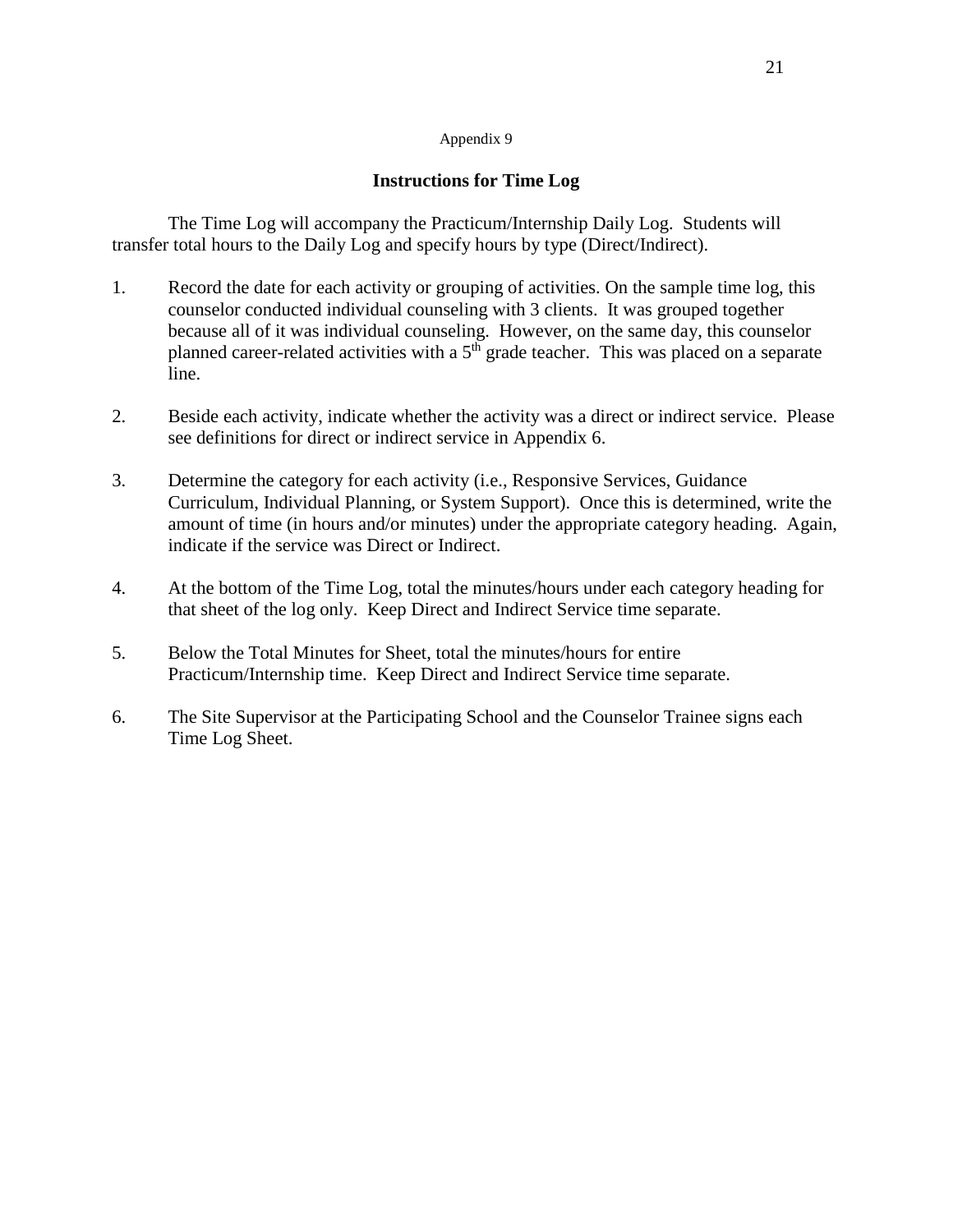Appendix 9

## Instructions for Time Log

The Time Log will accompany the Practicum/Internship Daily Log. Students will transfer total hours to the Daily Log and specify hours by type (Direct/Indirect).

1. Record the date for each activity or grouping of activities. On the sample time log, this counselor conducted individual counseling with 3 clients. It was grouped together because all of it was individual counseling. However, on the same day, this counselor planned career-related activities with a 5th grade teacher. This was placed on a separate line.

2. Beside each activity, indicate whether the activity was a direct or indirect service. Please see definitions for direct or indirect service in Appendix 6.

3. Determine the category for each activity (i.e., Responsive Services, Guidance Curriculum, Individual Planning, or System Support). Once this is determined, write the amount of time (in hours and/or minutes) under the appropriate category heading. Again, indicate if the service was Direct or Indirect.

4. At the bottom of the Time Log, total the minutes/hours under each category heading for that sheet of the log only. Keep Direct and Indirect Service time separate.

5. Below the Total Minutes for Sheet, total the minutes/hours for entire Practicum/Internship time. Keep Direct and Indirect Service time separate.

6. The Site Supervisor at the Participating School and the Counselor Trainee signs each Time Log Sheet.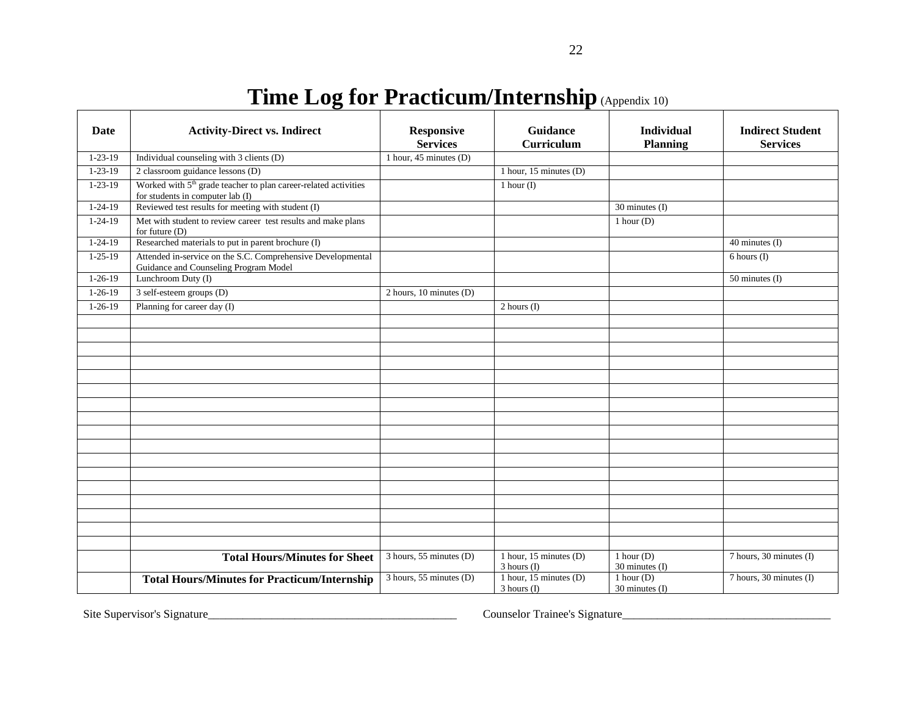# Time Log for Practicum/Internship (Appendix 10)

| Date | Activity-Direct vs. Indirect | Responsive Services | Guidance Curriculum | Individual Planning | Indirect Student Services |
|---|---|---|---|---|---|
| 1-23-19 | Individual counseling with 3 clients (D) | 1 hour, 45 minutes (D) | | | |
| 1-23-19 | 2 classroom guidance lessons (D) | | 1 hour, 15 minutes (D) | | |
| 1-23-19 | Worked with 5th grade teacher to plan career-related activities for students in computer lab (I) | | 1 hour (I) | | |
| 1-24-19 | Reviewed test results for meeting with student (I) | | | 30 minutes (I) | |
| 1-24-19 | Met with student to review career test results and make plans for future (D) | | | 1 hour (D) | |
| 1-24-19 | Researched materials to put in parent brochure (I) | | | | 40 minutes (I) |
| 1-25-19 | Attended in-service on the S.C. Comprehensive Developmental Guidance and Counseling Program Model | | | | 6 hours (I) |
| 1-26-19 | Lunchroom Duty (I) | | | | 50 minutes (I) |
| 1-26-19 | 3 self-esteem groups (D) | 2 hours, 10 minutes (D) | | | |
| 1-26-19 | Planning for career day (I) | | 2 hours (I) | | |
| | | | | | |
| | | | | | |
| | | | | | |
| | | | | | |
| | | | | | |
| | | | | | |
| | | | | | |
| | | | | | |
| | | | | | |
| | | | | | |
| | | | | | |
| | | | | | |
| | | | | | |
| | | | | | |
| | | | | | |
| | | | | | |
| | | | | | |
| | **Total Hours/Minutes for Sheet** | 3 hours, 55 minutes (D) | 1 hour, 15 minutes (D) 3 hours (I) | 1 hour (D) 30 minutes (I) | 7 hours, 30 minutes (I) |
| | **Total Hours/Minutes for Practicum/Internship** | 3 hours, 55 minutes (D) | 1 hour, 15 minutes (D) 3 hours (I) | 1 hour (D) 30 minutes (I) | 7 hours, 30 minutes (I) |

Site Supervisor's Signature___________________________________________ Counselor Trainee's Signature____________________________________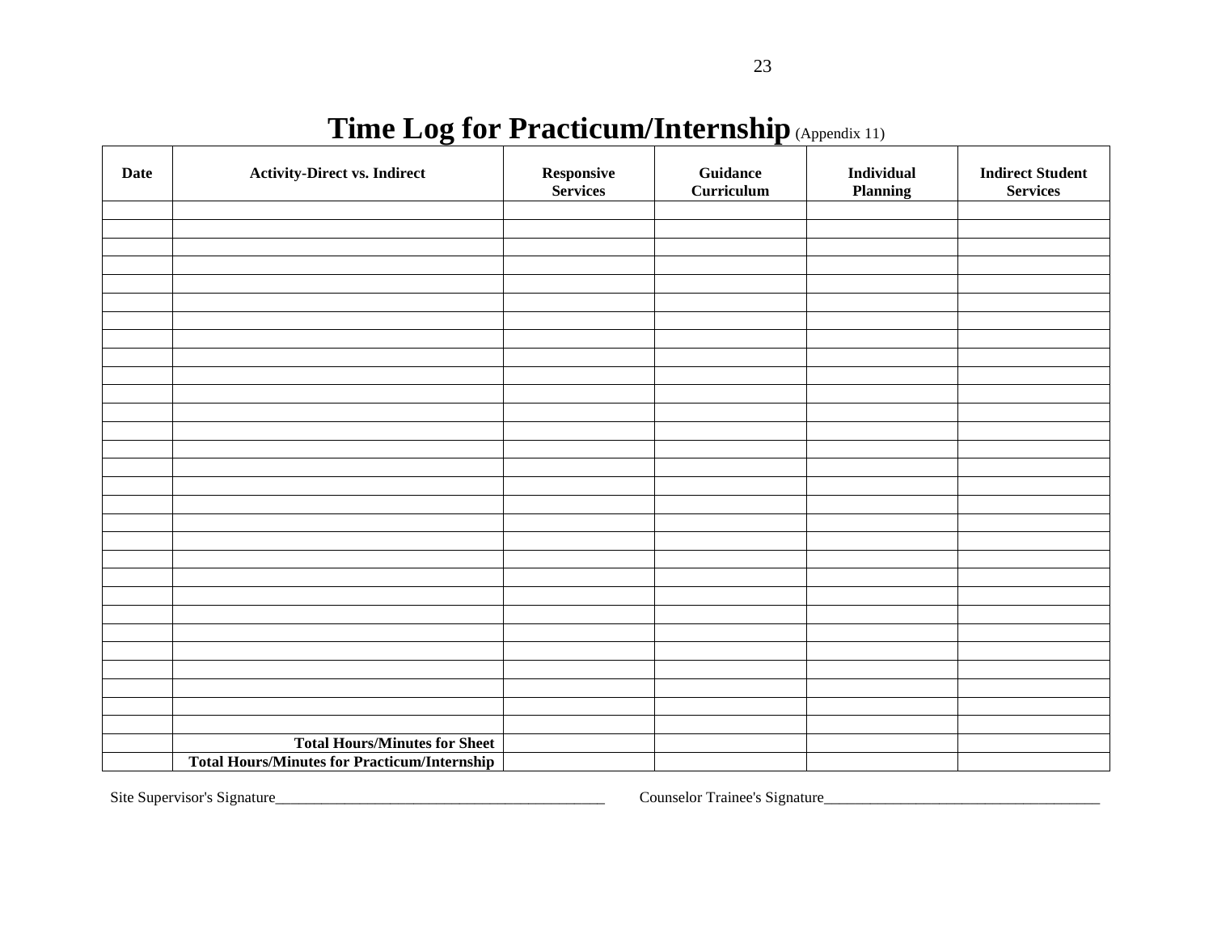# Time Log for Practicum/Internship (Appendix 11)

| Date | Activity-Direct vs. Indirect | Responsive Services | Guidance Curriculum | Individual Planning | Indirect Student Services |
|---|---|---|---|---|---|
| | | | | | |
| | | | | | |
| | | | | | |
| | | | | | |
| | | | | | |
| | | | | | |
| | | | | | |
| | | | | | |
| | | | | | |
| | | | | | |
| | | | | | |
| | | | | | |
| | | | | | |
| | | | | | |
| | | | | | |
| | | | | | |
| | | | | | |
| | | | | | |
| | | | | | |
| | | | | | |
| | | | | | |
| | | | | | |
| | | | | | |
| | | | | | |
| | | | | | |
| | | | | | |
| | | | | | |
| | | | | | |
| | | | | | |
| | **Total Hours/Minutes for Sheet** | | | | |
| | **Total Hours/Minutes for Practicum/Internship** | | | | |

Site Supervisor's Signature_____________________________________________ Counselor Trainee's Signature_____________________________________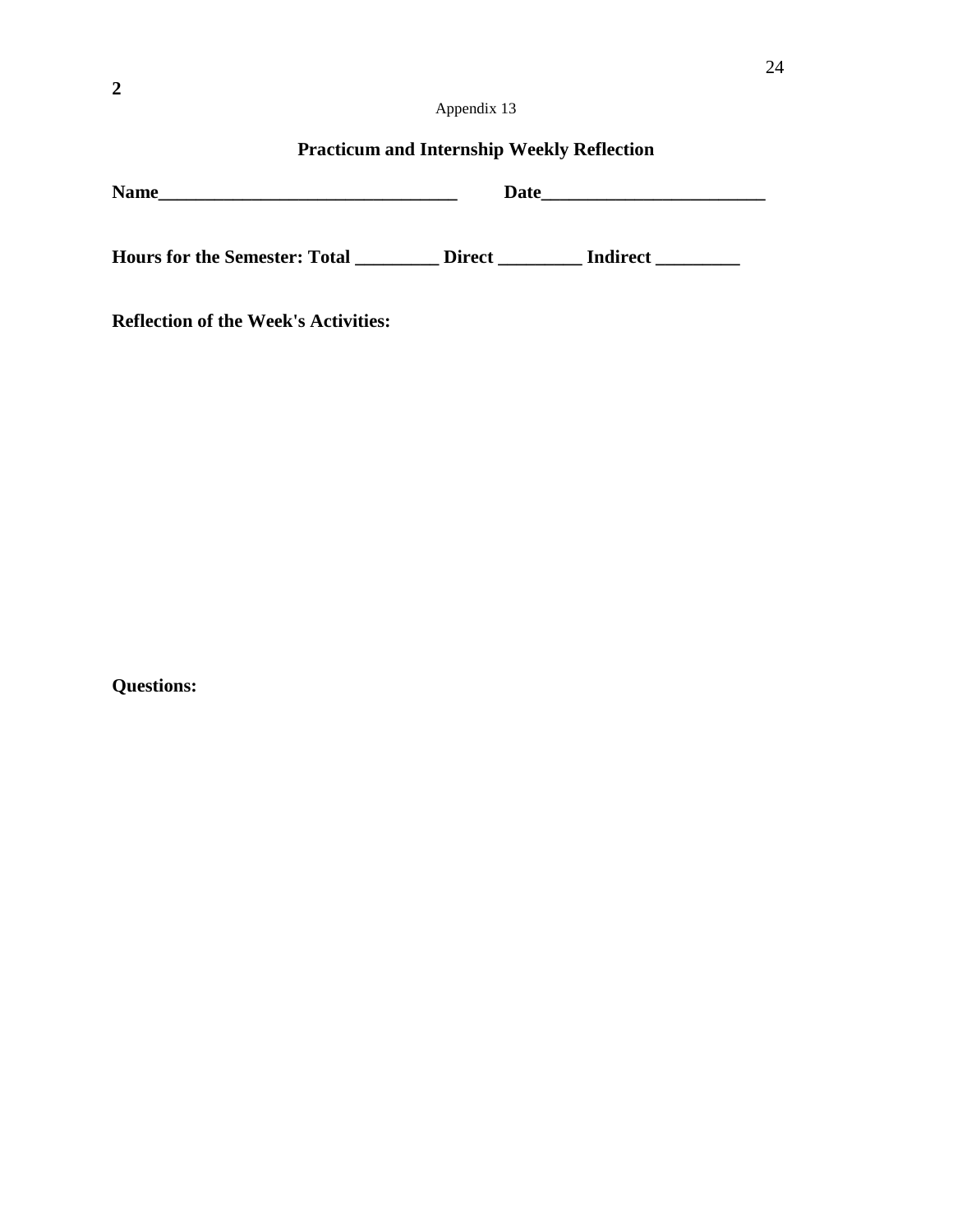Appendix 13

## Practicum and Internship Weekly Reflection

**Name_________________________________ Date________________________**

**Hours for the Semester: Total _________ Direct _________ Indirect _________**

**Reflection of the Week's Activities:**

**Questions:**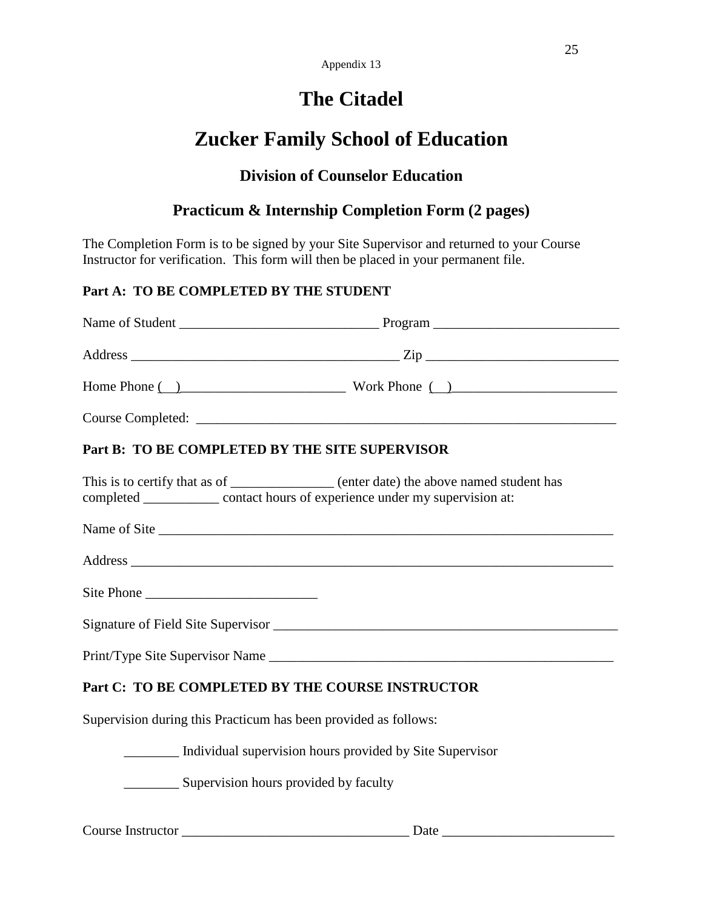Appendix 13

# The Citadel

# Zucker Family School of Education

### Division of Counselor Education

## Practicum & Internship Completion Form (2 pages)

The Completion Form is to be signed by your Site Supervisor and returned to your Course Instructor for verification. This form will then be placed in your permanent file.

**Part A: TO BE COMPLETED BY THE STUDENT**

Name of Student _____________________________ Program ___________________________

Address _______________________________________ Zip ____________________________

Home Phone (  )________________________ Work Phone (  )________________________

Course Completed: ______________________________________________________________

**Part B: TO BE COMPLETED BY THE SITE SUPERVISOR**

This is to certify that as of _______________ (enter date) the above named student has completed ___________ contact hours of experience under my supervision at:

Name of Site ___________________________________________________________________

Address _______________________________________________________________________

Site Phone _________________________

Signature of Field Site Supervisor __________________________________________________

Print/Type Site Supervisor Name __________________________________________________

**Part C: TO BE COMPLETED BY THE COURSE INSTRUCTOR**

Supervision during this Practicum has been provided as follows:

________ Individual supervision hours provided by Site Supervisor

________ Supervision hours provided by faculty

Course Instructor _________________________________ Date _________________________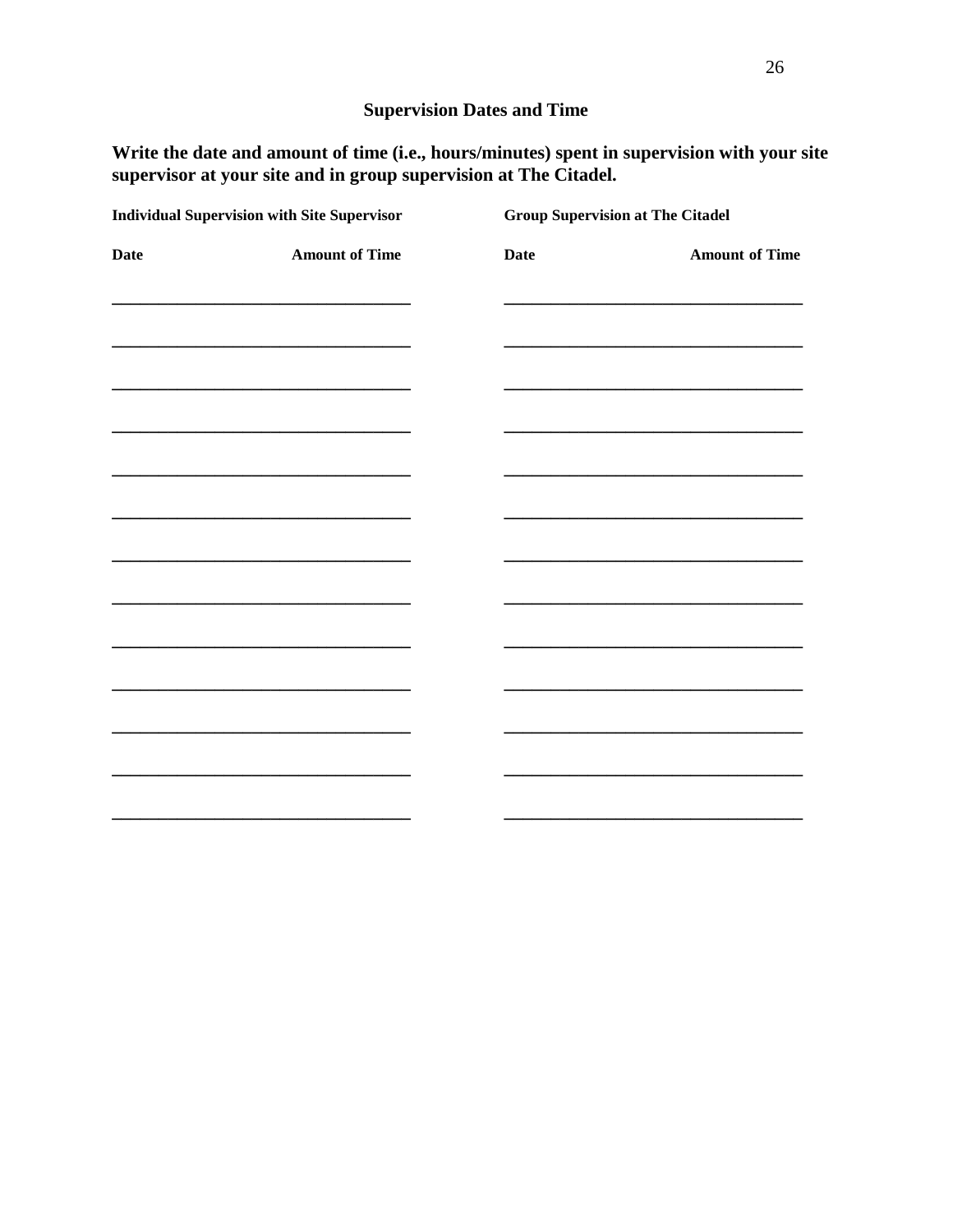## Supervision Dates and Time

**Write the date and amount of time (i.e., hours/minutes) spent in supervision with your site supervisor at your site and in group supervision at The Citadel.**

| Individual Supervision with Site Supervisor | | Group Supervision at The Citadel | |
|---|---|---|---|
| **Date** | **Amount of Time** | **Date** | **Amount of Time** |
| | | | |
| | | | |
| | | | |
| | | | |
| | | | |
| | | | |
| | | | |
| | | | |
| | | | |
| | | | |
| | | | |
| | | | |
| | | | |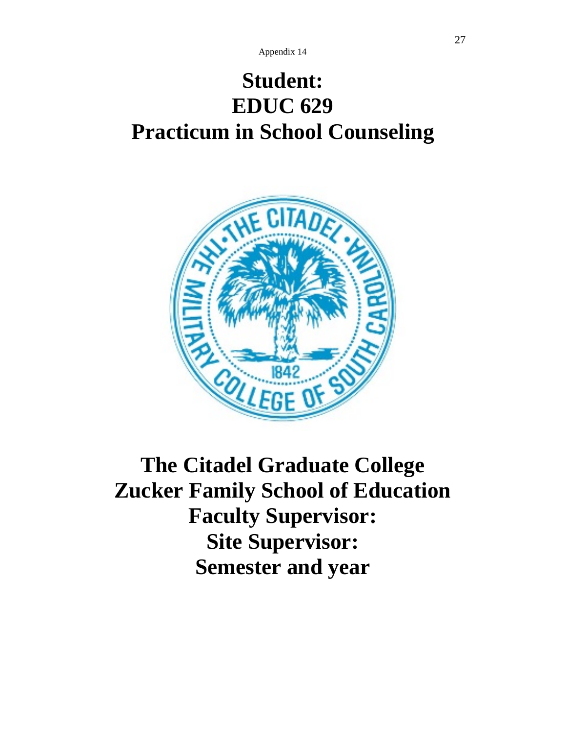Appendix 14

# Student:
# EDUC 629
# Practicum in School Counseling

# The Citadel Graduate College
# Zucker Family School of Education
# Faculty Supervisor:
# Site Supervisor:
# Semester and year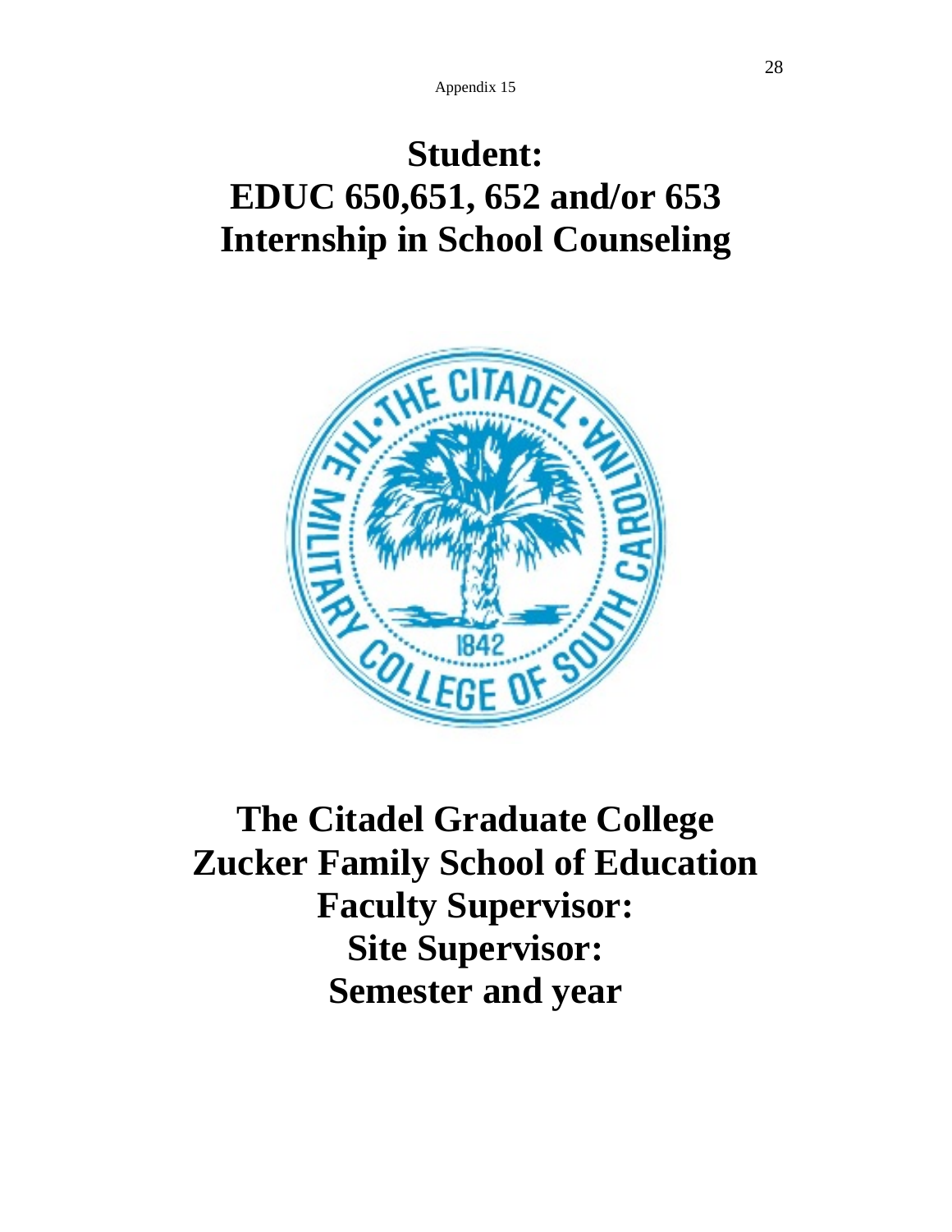Appendix 15

# Student:
# EDUC 650,651, 652 and/or 653
# Internship in School Counseling

# The Citadel Graduate College
# Zucker Family School of Education
# Faculty Supervisor:
# Site Supervisor:
# Semester and year